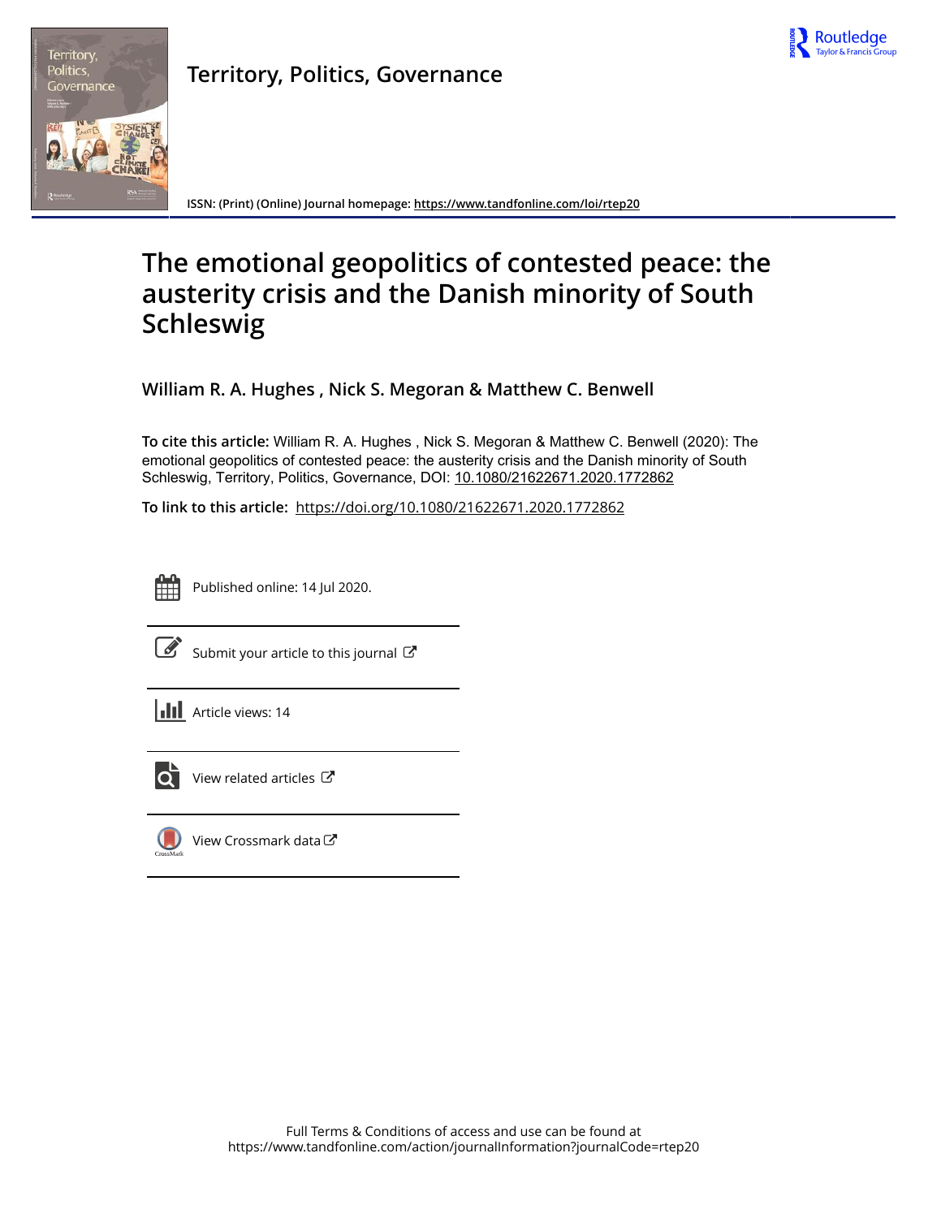# Territory, Politics, Governance

ISSN: (Print) (Online) Journal homepage: https://www.tandfonline.com/loi/rtep20

# The emotional geopolitics of contested peace: the austerity crisis and the Danish minority of South Schleswig

**William R. A. Hughes , Nick S. Megoran & Matthew C. Benwell**

**To cite this article:** William R. A. Hughes , Nick S. Megoran & Matthew C. Benwell (2020): The emotional geopolitics of contested peace: the austerity crisis and the Danish minority of South Schleswig, Territory, Politics, Governance, DOI: 10.1080/21622671.2020.1772862

**To link to this article:** https://doi.org/10.1080/21622671.2020.1772862

Published online: 14 Jul 2020.

Submit your article to this journal

Article views: 14

View related articles

View Crossmark data

Full Terms & Conditions of access and use can be found at
https://www.tandfonline.com/action/journalInformation?journalCode=rtep20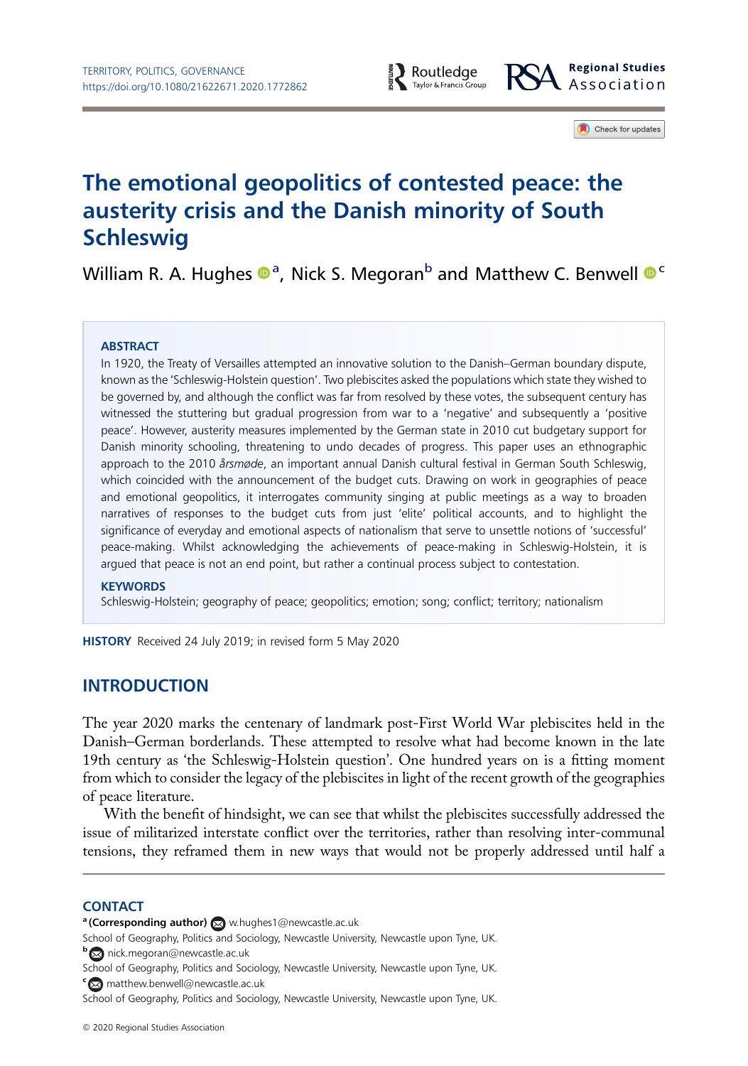# The emotional geopolitics of contested peace: the austerity crisis and the Danish minority of South Schleswig

William R. A. Hughes [a], Nick S. Megoran [b] and Matthew C. Benwell [c]

## ABSTRACT

In 1920, the Treaty of Versailles attempted an innovative solution to the Danish–German boundary dispute, known as the 'Schleswig-Holstein question'. Two plebiscites asked the populations which state they wished to be governed by, and although the conflict was far from resolved by these votes, the subsequent century has witnessed the stuttering but gradual progression from war to a 'negative' and subsequently a 'positive peace'. However, austerity measures implemented by the German state in 2010 cut budgetary support for Danish minority schooling, threatening to undo decades of progress. This paper uses an ethnographic approach to the 2010 *årsmøde*, an important annual Danish cultural festival in German South Schleswig, which coincided with the announcement of the budget cuts. Drawing on work in geographies of peace and emotional geopolitics, it interrogates community singing at public meetings as a way to broaden narratives of responses to the budget cuts from just 'elite' political accounts, and to highlight the significance of everyday and emotional aspects of nationalism that serve to unsettle notions of 'successful' peace-making. Whilst acknowledging the achievements of peace-making in Schleswig-Holstein, it is argued that peace is not an end point, but rather a continual process subject to contestation.

## KEYWORDS

Schleswig-Holstein; geography of peace; geopolitics; emotion; song; conflict; territory; nationalism

**HISTORY** Received 24 July 2019; in revised form 5 May 2020

## INTRODUCTION

The year 2020 marks the centenary of landmark post-First World War plebiscites held in the Danish–German borderlands. These attempted to resolve what had become known in the late 19th century as 'the Schleswig-Holstein question'. One hundred years on is a fitting moment from which to consider the legacy of the plebiscites in light of the recent growth of the geographies of peace literature.

With the benefit of hindsight, we can see that whilst the plebiscites successfully addressed the issue of militarized interstate conflict over the territories, rather than resolving inter-communal tensions, they reframed them in new ways that would not be properly addressed until half a

## CONTACT

[a] **(Corresponding author)** w.hughes1@newcastle.ac.uk
School of Geography, Politics and Sociology, Newcastle University, Newcastle upon Tyne, UK.

[b] nick.megoran@newcastle.ac.uk
School of Geography, Politics and Sociology, Newcastle University, Newcastle upon Tyne, UK.

[c] matthew.benwell@newcastle.ac.uk
School of Geography, Politics and Sociology, Newcastle University, Newcastle upon Tyne, UK.

© 2020 Regional Studies Association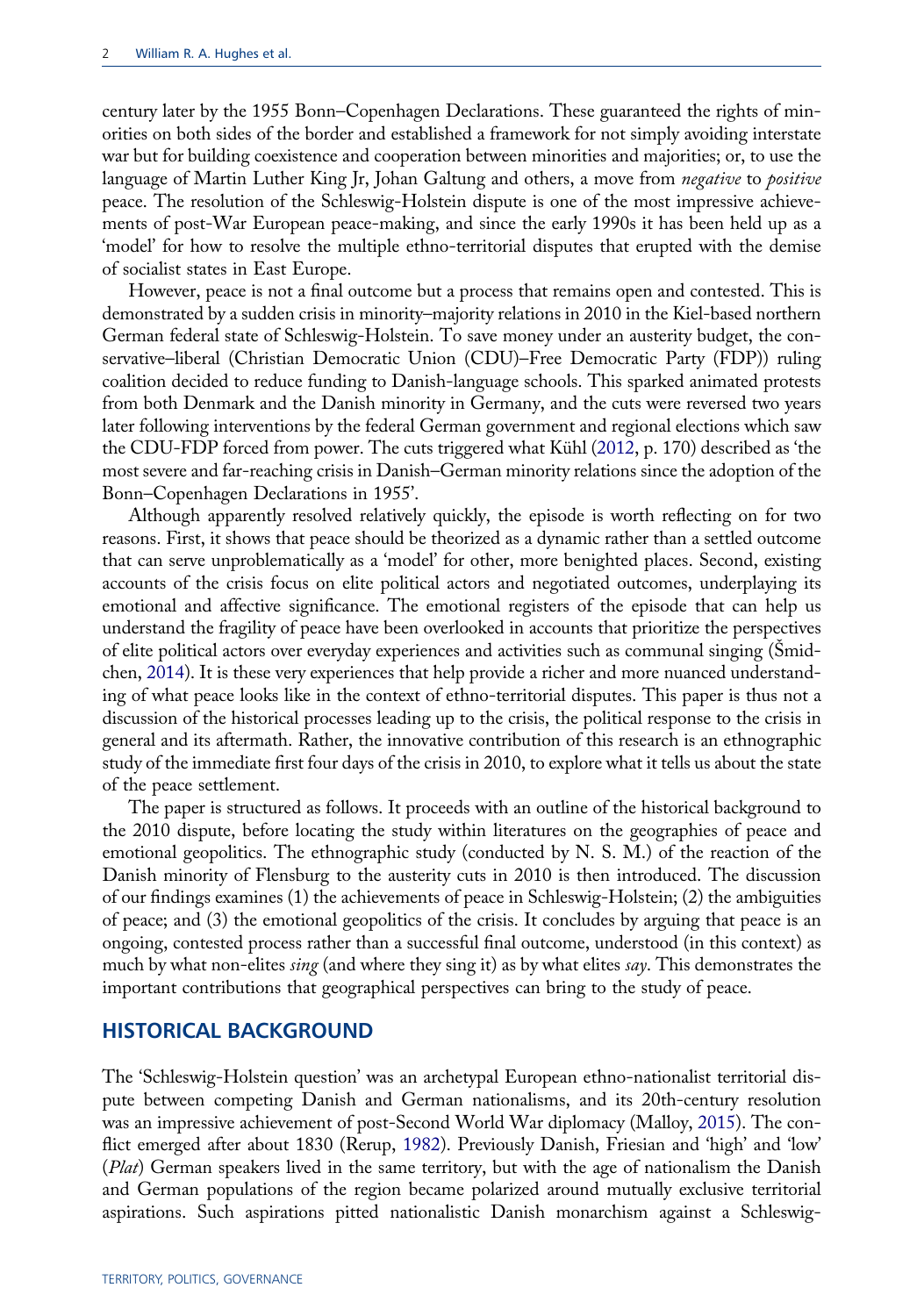century later by the 1955 Bonn–Copenhagen Declarations. These guaranteed the rights of minorities on both sides of the border and established a framework for not simply avoiding interstate war but for building coexistence and cooperation between minorities and majorities; or, to use the language of Martin Luther King Jr, Johan Galtung and others, a move from *negative* to *positive* peace. The resolution of the Schleswig-Holstein dispute is one of the most impressive achievements of post-War European peace-making, and since the early 1990s it has been held up as a 'model' for how to resolve the multiple ethno-territorial disputes that erupted with the demise of socialist states in East Europe.

However, peace is not a final outcome but a process that remains open and contested. This is demonstrated by a sudden crisis in minority–majority relations in 2010 in the Kiel-based northern German federal state of Schleswig-Holstein. To save money under an austerity budget, the conservative–liberal (Christian Democratic Union (CDU)–Free Democratic Party (FDP)) ruling coalition decided to reduce funding to Danish-language schools. This sparked animated protests from both Denmark and the Danish minority in Germany, and the cuts were reversed two years later following interventions by the federal German government and regional elections which saw the CDU-FDP forced from power. The cuts triggered what Kühl (2012, p. 170) described as 'the most severe and far-reaching crisis in Danish–German minority relations since the adoption of the Bonn–Copenhagen Declarations in 1955'.

Although apparently resolved relatively quickly, the episode is worth reflecting on for two reasons. First, it shows that peace should be theorized as a dynamic rather than a settled outcome that can serve unproblematically as a 'model' for other, more benighted places. Second, existing accounts of the crisis focus on elite political actors and negotiated outcomes, underplaying its emotional and affective significance. The emotional registers of the episode that can help us understand the fragility of peace have been overlooked in accounts that prioritize the perspectives of elite political actors over everyday experiences and activities such as communal singing (Šmidchen, 2014). It is these very experiences that help provide a richer and more nuanced understanding of what peace looks like in the context of ethno-territorial disputes. This paper is thus not a discussion of the historical processes leading up to the crisis, the political response to the crisis in general and its aftermath. Rather, the innovative contribution of this research is an ethnographic study of the immediate first four days of the crisis in 2010, to explore what it tells us about the state of the peace settlement.

The paper is structured as follows. It proceeds with an outline of the historical background to the 2010 dispute, before locating the study within literatures on the geographies of peace and emotional geopolitics. The ethnographic study (conducted by N. S. M.) of the reaction of the Danish minority of Flensburg to the austerity cuts in 2010 is then introduced. The discussion of our findings examines (1) the achievements of peace in Schleswig-Holstein; (2) the ambiguities of peace; and (3) the emotional geopolitics of the crisis. It concludes by arguing that peace is an ongoing, contested process rather than a successful final outcome, understood (in this context) as much by what non-elites *sing* (and where they sing it) as by what elites *say*. This demonstrates the important contributions that geographical perspectives can bring to the study of peace.

## HISTORICAL BACKGROUND

The 'Schleswig-Holstein question' was an archetypal European ethno-nationalist territorial dispute between competing Danish and German nationalisms, and its 20th-century resolution was an impressive achievement of post-Second World War diplomacy (Malloy, 2015). The conflict emerged after about 1830 (Rerup, 1982). Previously Danish, Friesian and 'high' and 'low' (*Plat*) German speakers lived in the same territory, but with the age of nationalism the Danish and German populations of the region became polarized around mutually exclusive territorial aspirations. Such aspirations pitted nationalistic Danish monarchism against a Schleswig-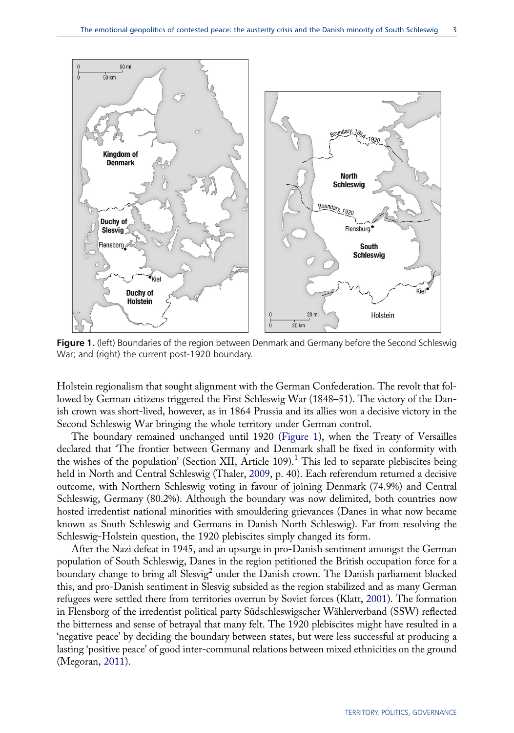**Figure 1.** (left) Boundaries of the region between Denmark and Germany before the Second Schleswig War; and (right) the current post-1920 boundary.

Holstein regionalism that sought alignment with the German Confederation. The revolt that followed by German citizens triggered the First Schleswig War (1848–51). The victory of the Danish crown was short-lived, however, as in 1864 Prussia and its allies won a decisive victory in the Second Schleswig War bringing the whole territory under German control.

The boundary remained unchanged until 1920 (Figure 1), when the Treaty of Versailles declared that 'The frontier between Germany and Denmark shall be fixed in conformity with the wishes of the population' (Section XII, Article 109).[1] This led to separate plebiscites being held in North and Central Schleswig (Thaler, 2009, p. 40). Each referendum returned a decisive outcome, with Northern Schleswig voting in favour of joining Denmark (74.9%) and Central Schleswig, Germany (80.2%). Although the boundary was now delimited, both countries now hosted irredentist national minorities with smouldering grievances (Danes in what now became known as South Schleswig and Germans in Danish North Schleswig). Far from resolving the Schleswig-Holstein question, the 1920 plebiscites simply changed its form.

After the Nazi defeat in 1945, and an upsurge in pro-Danish sentiment amongst the German population of South Schleswig, Danes in the region petitioned the British occupation force for a boundary change to bring all Slesvig[2] under the Danish crown. The Danish parliament blocked this, and pro-Danish sentiment in Slesvig subsided as the region stabilized and as many German refugees were settled there from territories overrun by Soviet forces (Klatt, 2001). The formation in Flensborg of the irredentist political party Südschleswigscher Wählerverband (SSW) reflected the bitterness and sense of betrayal that many felt. The 1920 plebiscites might have resulted in a 'negative peace' by deciding the boundary between states, but were less successful at producing a lasting 'positive peace' of good inter-communal relations between mixed ethnicities on the ground (Megoran, 2011).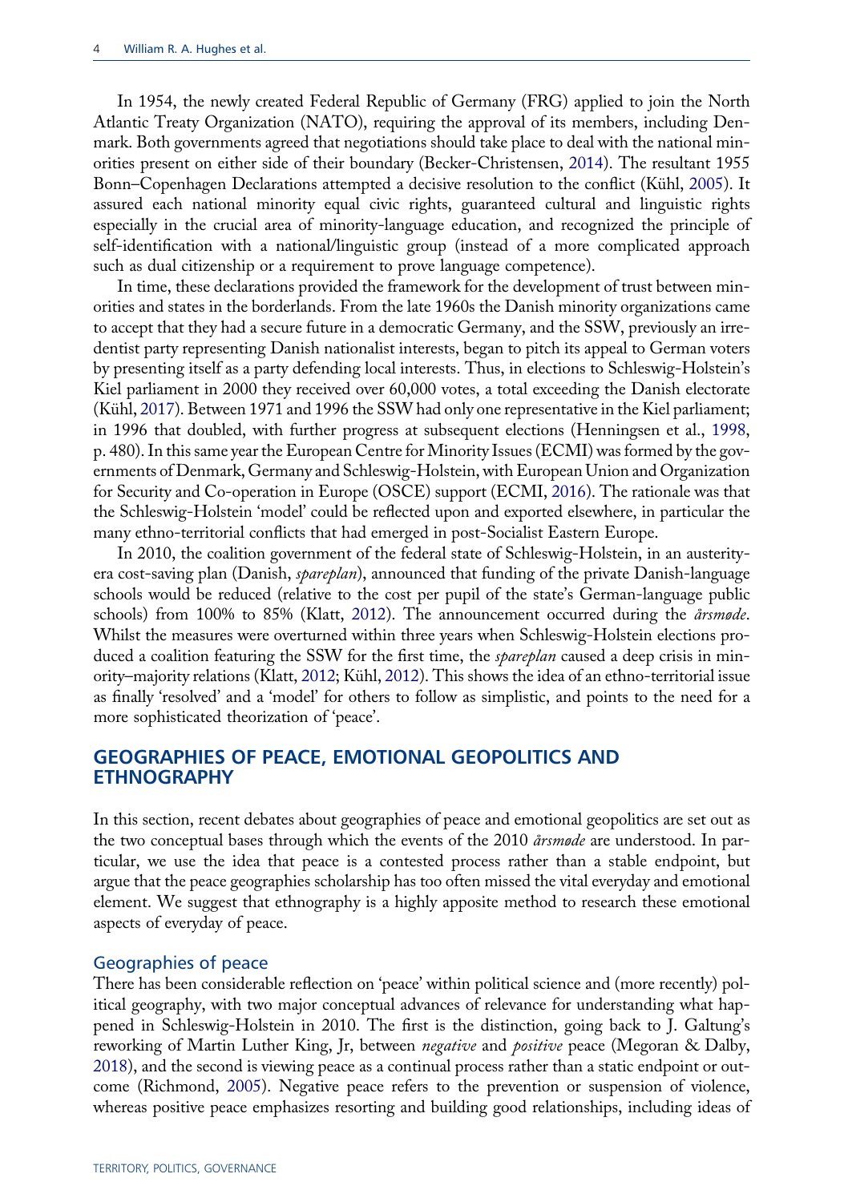In 1954, the newly created Federal Republic of Germany (FRG) applied to join the North Atlantic Treaty Organization (NATO), requiring the approval of its members, including Denmark. Both governments agreed that negotiations should take place to deal with the national minorities present on either side of their boundary (Becker-Christensen, 2014). The resultant 1955 Bonn–Copenhagen Declarations attempted a decisive resolution to the conflict (Kühl, 2005). It assured each national minority equal civic rights, guaranteed cultural and linguistic rights especially in the crucial area of minority-language education, and recognized the principle of self-identification with a national/linguistic group (instead of a more complicated approach such as dual citizenship or a requirement to prove language competence).

In time, these declarations provided the framework for the development of trust between minorities and states in the borderlands. From the late 1960s the Danish minority organizations came to accept that they had a secure future in a democratic Germany, and the SSW, previously an irredentist party representing Danish nationalist interests, began to pitch its appeal to German voters by presenting itself as a party defending local interests. Thus, in elections to Schleswig-Holstein's Kiel parliament in 2000 they received over 60,000 votes, a total exceeding the Danish electorate (Kühl, 2017). Between 1971 and 1996 the SSW had only one representative in the Kiel parliament; in 1996 that doubled, with further progress at subsequent elections (Henningsen et al., 1998, p. 480). In this same year the European Centre for Minority Issues (ECMI) was formed by the governments of Denmark, Germany and Schleswig-Holstein, with European Union and Organization for Security and Co-operation in Europe (OSCE) support (ECMI, 2016). The rationale was that the Schleswig-Holstein 'model' could be reflected upon and exported elsewhere, in particular the many ethno-territorial conflicts that had emerged in post-Socialist Eastern Europe.

In 2010, the coalition government of the federal state of Schleswig-Holstein, in an austerity-era cost-saving plan (Danish, *spareplan*), announced that funding of the private Danish-language schools would be reduced (relative to the cost per pupil of the state's German-language public schools) from 100% to 85% (Klatt, 2012). The announcement occurred during the *årsmøde*. Whilst the measures were overturned within three years when Schleswig-Holstein elections produced a coalition featuring the SSW for the first time, the *spareplan* caused a deep crisis in minority–majority relations (Klatt, 2012; Kühl, 2012). This shows the idea of an ethno-territorial issue as finally 'resolved' and a 'model' for others to follow as simplistic, and points to the need for a more sophisticated theorization of 'peace'.

## GEOGRAPHIES OF PEACE, EMOTIONAL GEOPOLITICS AND ETHNOGRAPHY

In this section, recent debates about geographies of peace and emotional geopolitics are set out as the two conceptual bases through which the events of the 2010 *årsmøde* are understood. In particular, we use the idea that peace is a contested process rather than a stable endpoint, but argue that the peace geographies scholarship has too often missed the vital everyday and emotional element. We suggest that ethnography is a highly apposite method to research these emotional aspects of everyday of peace.

### Geographies of peace

There has been considerable reflection on 'peace' within political science and (more recently) political geography, with two major conceptual advances of relevance for understanding what happened in Schleswig-Holstein in 2010. The first is the distinction, going back to J. Galtung's reworking of Martin Luther King, Jr, between *negative* and *positive* peace (Megoran & Dalby, 2018), and the second is viewing peace as a continual process rather than a static endpoint or outcome (Richmond, 2005). Negative peace refers to the prevention or suspension of violence, whereas positive peace emphasizes resorting and building good relationships, including ideas of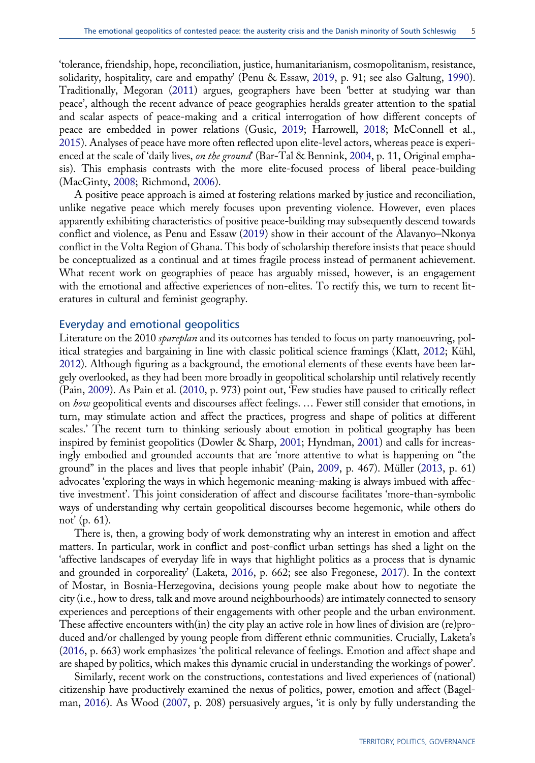'tolerance, friendship, hope, reconciliation, justice, humanitarianism, cosmopolitanism, resistance, solidarity, hospitality, care and empathy' (Penu & Essaw, 2019, p. 91; see also Galtung, 1990). Traditionally, Megoran (2011) argues, geographers have been 'better at studying war than peace', although the recent advance of peace geographies heralds greater attention to the spatial and scalar aspects of peace-making and a critical interrogation of how different concepts of peace are embedded in power relations (Gusic, 2019; Harrowell, 2018; McConnell et al., 2015). Analyses of peace have more often reflected upon elite-level actors, whereas peace is experienced at the scale of 'daily lives, *on the ground*' (Bar-Tal & Bennink, 2004, p. 11, Original emphasis). This emphasis contrasts with the more elite-focused process of liberal peace-building (MacGinty, 2008; Richmond, 2006).

A positive peace approach is aimed at fostering relations marked by justice and reconciliation, unlike negative peace which merely focuses upon preventing violence. However, even places apparently exhibiting characteristics of positive peace-building may subsequently descend towards conflict and violence, as Penu and Essaw (2019) show in their account of the Alavanyo–Nkonya conflict in the Volta Region of Ghana. This body of scholarship therefore insists that peace should be conceptualized as a continual and at times fragile process instead of permanent achievement. What recent work on geographies of peace has arguably missed, however, is an engagement with the emotional and affective experiences of non-elites. To rectify this, we turn to recent literatures in cultural and feminist geography.

## Everyday and emotional geopolitics

Literature on the 2010 *spareplan* and its outcomes has tended to focus on party manoeuvring, political strategies and bargaining in line with classic political science framings (Klatt, 2012; Kühl, 2012). Although figuring as a background, the emotional elements of these events have been largely overlooked, as they had been more broadly in geopolitical scholarship until relatively recently (Pain, 2009). As Pain et al. (2010, p. 973) point out, 'Few studies have paused to critically reflect on *how* geopolitical events and discourses affect feelings. … Fewer still consider that emotions, in turn, may stimulate action and affect the practices, progress and shape of politics at different scales.' The recent turn to thinking seriously about emotion in political geography has been inspired by feminist geopolitics (Dowler & Sharp, 2001; Hyndman, 2001) and calls for increasingly embodied and grounded accounts that are 'more attentive to what is happening on "the ground" in the places and lives that people inhabit' (Pain, 2009, p. 467). Müller (2013, p. 61) advocates 'exploring the ways in which hegemonic meaning-making is always imbued with affective investment'. This joint consideration of affect and discourse facilitates 'more-than-symbolic ways of understanding why certain geopolitical discourses become hegemonic, while others do not' (p. 61).

There is, then, a growing body of work demonstrating why an interest in emotion and affect matters. In particular, work in conflict and post-conflict urban settings has shed a light on the 'affective landscapes of everyday life in ways that highlight politics as a process that is dynamic and grounded in corporeality' (Laketa, 2016, p. 662; see also Fregonese, 2017). In the context of Mostar, in Bosnia-Herzegovina, decisions young people make about how to negotiate the city (i.e., how to dress, talk and move around neighbourhoods) are intimately connected to sensory experiences and perceptions of their engagements with other people and the urban environment. These affective encounters with(in) the city play an active role in how lines of division are (re)produced and/or challenged by young people from different ethnic communities. Crucially, Laketa's (2016, p. 663) work emphasizes 'the political relevance of feelings. Emotion and affect shape and are shaped by politics, which makes this dynamic crucial in understanding the workings of power'.

Similarly, recent work on the constructions, contestations and lived experiences of (national) citizenship have productively examined the nexus of politics, power, emotion and affect (Bagelman, 2016). As Wood (2007, p. 208) persuasively argues, 'it is only by fully understanding the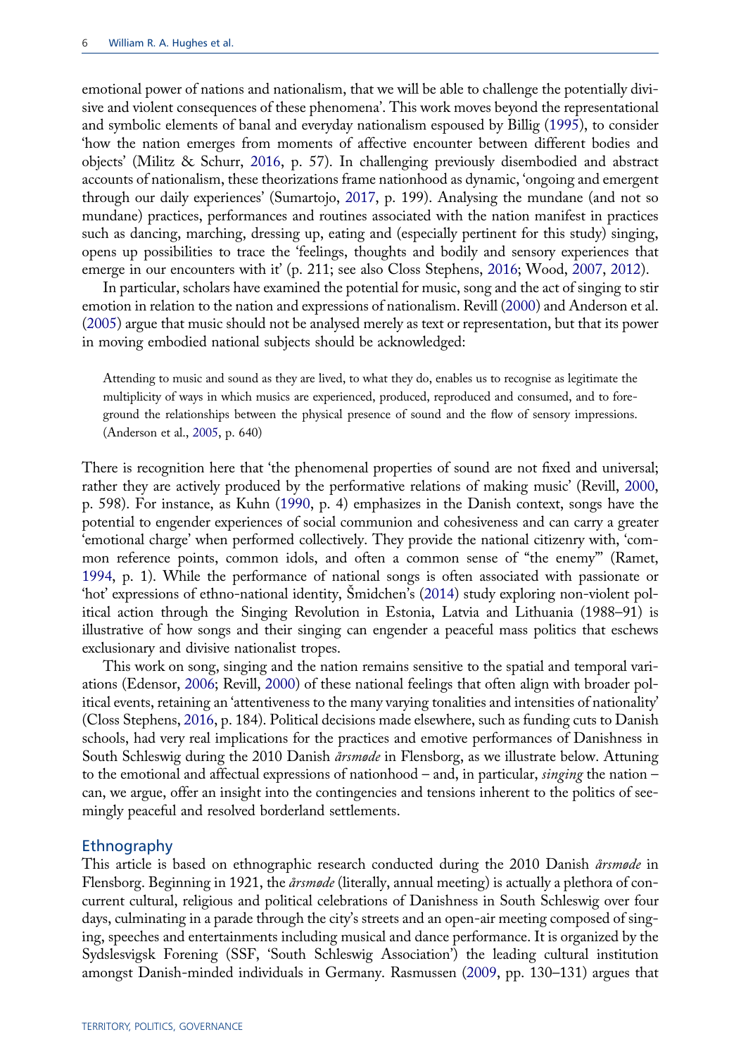emotional power of nations and nationalism, that we will be able to challenge the potentially divisive and violent consequences of these phenomena'. This work moves beyond the representational and symbolic elements of banal and everyday nationalism espoused by Billig (1995), to consider 'how the nation emerges from moments of affective encounter between different bodies and objects' (Militz & Schurr, 2016, p. 57). In challenging previously disembodied and abstract accounts of nationalism, these theorizations frame nationhood as dynamic, 'ongoing and emergent through our daily experiences' (Sumartojo, 2017, p. 199). Analysing the mundane (and not so mundane) practices, performances and routines associated with the nation manifest in practices such as dancing, marching, dressing up, eating and (especially pertinent for this study) singing, opens up possibilities to trace the 'feelings, thoughts and bodily and sensory experiences that emerge in our encounters with it' (p. 211; see also Closs Stephens, 2016; Wood, 2007, 2012).

In particular, scholars have examined the potential for music, song and the act of singing to stir emotion in relation to the nation and expressions of nationalism. Revill (2000) and Anderson et al. (2005) argue that music should not be analysed merely as text or representation, but that its power in moving embodied national subjects should be acknowledged:

> Attending to music and sound as they are lived, to what they do, enables us to recognise as legitimate the multiplicity of ways in which musics are experienced, produced, reproduced and consumed, and to foreground the relationships between the physical presence of sound and the flow of sensory impressions. (Anderson et al., 2005, p. 640)

There is recognition here that 'the phenomenal properties of sound are not fixed and universal; rather they are actively produced by the performative relations of making music' (Revill, 2000, p. 598). For instance, as Kuhn (1990, p. 4) emphasizes in the Danish context, songs have the potential to engender experiences of social communion and cohesiveness and can carry a greater 'emotional charge' when performed collectively. They provide the national citizenry with, 'common reference points, common idols, and often a common sense of "the enemy"' (Ramet, 1994, p. 1). While the performance of national songs is often associated with passionate or 'hot' expressions of ethno-national identity, Šmidchen's (2014) study exploring non-violent political action through the Singing Revolution in Estonia, Latvia and Lithuania (1988–91) is illustrative of how songs and their singing can engender a peaceful mass politics that eschews exclusionary and divisive nationalist tropes.

This work on song, singing and the nation remains sensitive to the spatial and temporal variations (Edensor, 2006; Revill, 2000) of these national feelings that often align with broader political events, retaining an 'attentiveness to the many varying tonalities and intensities of nationality' (Closs Stephens, 2016, p. 184). Political decisions made elsewhere, such as funding cuts to Danish schools, had very real implications for the practices and emotive performances of Danishness in South Schleswig during the 2010 Danish *årsmøde* in Flensborg, as we illustrate below. Attuning to the emotional and affectual expressions of nationhood – and, in particular, *singing* the nation – can, we argue, offer an insight into the contingencies and tensions inherent to the politics of seemingly peaceful and resolved borderland settlements.

## Ethnography

This article is based on ethnographic research conducted during the 2010 Danish *årsmøde* in Flensborg. Beginning in 1921, the *årsmøde* (literally, annual meeting) is actually a plethora of concurrent cultural, religious and political celebrations of Danishness in South Schleswig over four days, culminating in a parade through the city's streets and an open-air meeting composed of singing, speeches and entertainments including musical and dance performance. It is organized by the Sydslesvigsk Forening (SSF, 'South Schleswig Association') the leading cultural institution amongst Danish-minded individuals in Germany. Rasmussen (2009, pp. 130–131) argues that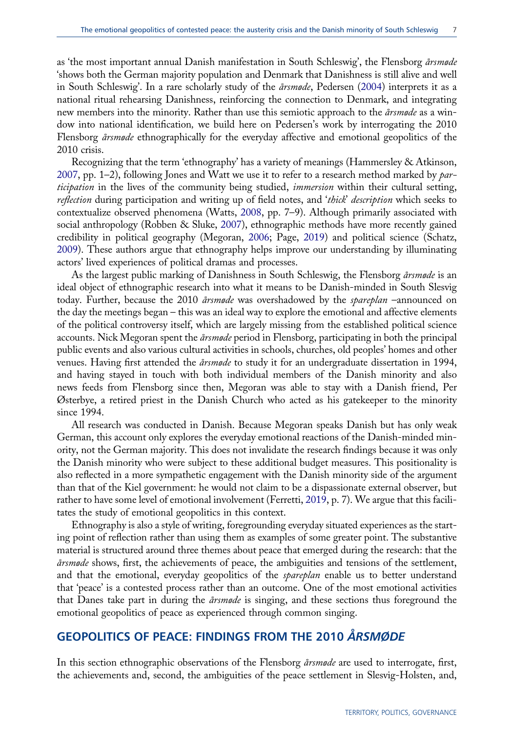as 'the most important annual Danish manifestation in South Schleswig', the Flensborg *årsmøde* 'shows both the German majority population and Denmark that Danishness is still alive and well in South Schleswig'. In a rare scholarly study of the *årsmøde*, Pedersen (2004) interprets it as a national ritual rehearsing Danishness, reinforcing the connection to Denmark, and integrating new members into the minority. Rather than use this semiotic approach to the *årsmøde* as a window into national identification, we build here on Pedersen's work by interrogating the 2010 Flensborg *årsmøde* ethnographically for the everyday affective and emotional geopolitics of the 2010 crisis.

Recognizing that the term 'ethnography' has a variety of meanings (Hammersley & Atkinson, 2007, pp. 1–2), following Jones and Watt we use it to refer to a research method marked by *participation* in the lives of the community being studied, *immersion* within their cultural setting, *reflection* during participation and writing up of field notes, and '*thick*' *description* which seeks to contextualize observed phenomena (Watts, 2008, pp. 7–9). Although primarily associated with social anthropology (Robben & Sluke, 2007), ethnographic methods have more recently gained credibility in political geography (Megoran, 2006; Page, 2019) and political science (Schatz, 2009). These authors argue that ethnography helps improve our understanding by illuminating actors' lived experiences of political dramas and processes.

As the largest public marking of Danishness in South Schleswig, the Flensborg *årsmøde* is an ideal object of ethnographic research into what it means to be Danish-minded in South Slesvig today. Further, because the 2010 *årsmøde* was overshadowed by the *spareplan* –announced on the day the meetings began – this was an ideal way to explore the emotional and affective elements of the political controversy itself, which are largely missing from the established political science accounts. Nick Megoran spent the *årsmøde* period in Flensborg, participating in both the principal public events and also various cultural activities in schools, churches, old peoples' homes and other venues. Having first attended the *årsmøde* to study it for an undergraduate dissertation in 1994, and having stayed in touch with both individual members of the Danish minority and also news feeds from Flensborg since then, Megoran was able to stay with a Danish friend, Per Østerbye, a retired priest in the Danish Church who acted as his gatekeeper to the minority since 1994.

All research was conducted in Danish. Because Megoran speaks Danish but has only weak German, this account only explores the everyday emotional reactions of the Danish-minded minority, not the German majority. This does not invalidate the research findings because it was only the Danish minority who were subject to these additional budget measures. This positionality is also reflected in a more sympathetic engagement with the Danish minority side of the argument than that of the Kiel government: he would not claim to be a dispassionate external observer, but rather to have some level of emotional involvement (Ferretti, 2019, p. 7). We argue that this facilitates the study of emotional geopolitics in this context.

Ethnography is also a style of writing, foregrounding everyday situated experiences as the starting point of reflection rather than using them as examples of some greater point. The substantive material is structured around three themes about peace that emerged during the research: that the *årsmøde* shows, first, the achievements of peace, the ambiguities and tensions of the settlement, and that the emotional, everyday geopolitics of the *spareplan* enable us to better understand that 'peace' is a contested process rather than an outcome. One of the most emotional activities that Danes take part in during the *årsmøde* is singing, and these sections thus foreground the emotional geopolitics of peace as experienced through common singing.

## GEOPOLITICS OF PEACE: FINDINGS FROM THE 2010 *ÅRSMØDE*

In this section ethnographic observations of the Flensborg *årsmøde* are used to interrogate, first, the achievements and, second, the ambiguities of the peace settlement in Slesvig-Holsten, and,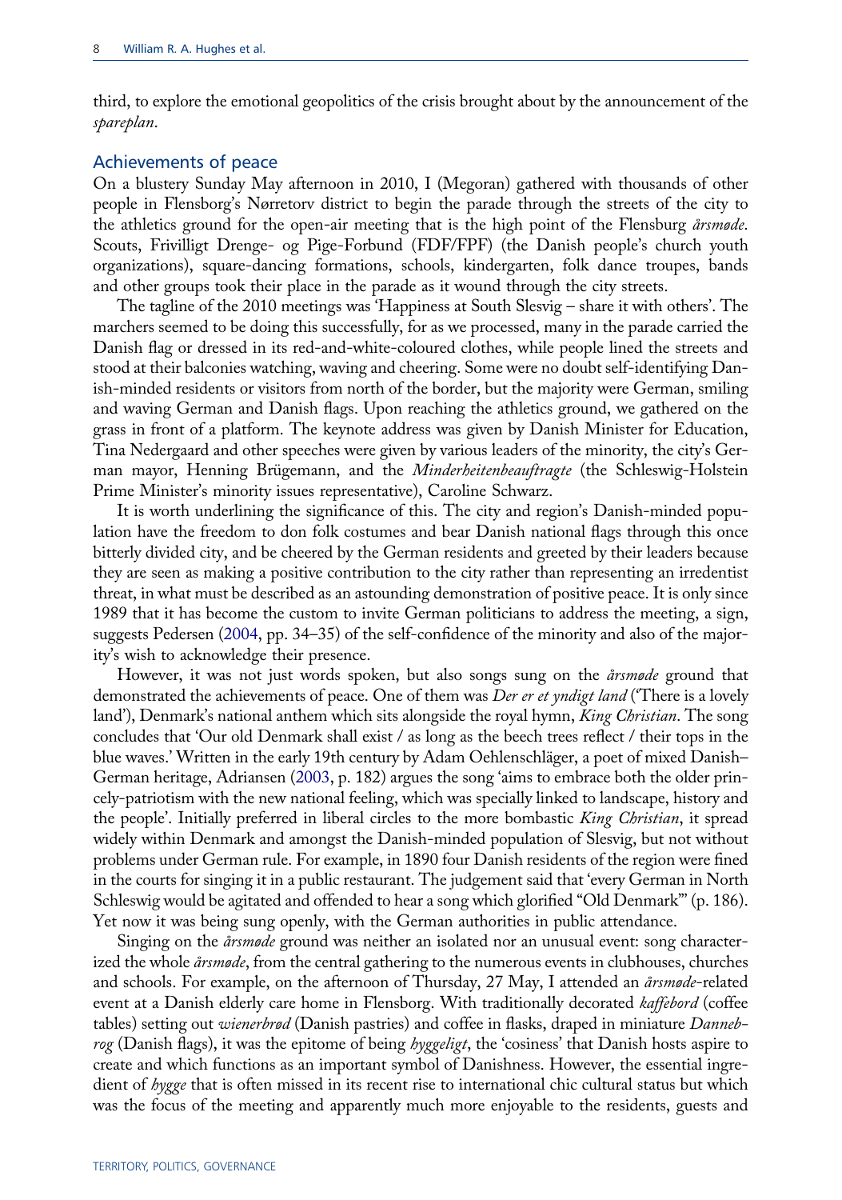third, to explore the emotional geopolitics of the crisis brought about by the announcement of the *spareplan*.

## Achievements of peace

On a blustery Sunday May afternoon in 2010, I (Megoran) gathered with thousands of other people in Flensborg's Nørretorv district to begin the parade through the streets of the city to the athletics ground for the open-air meeting that is the high point of the Flensburg *årsmøde*. Scouts, Frivilligt Drenge- og Pige-Forbund (FDF/FPF) (the Danish people's church youth organizations), square-dancing formations, schools, kindergarten, folk dance troupes, bands and other groups took their place in the parade as it wound through the city streets.

The tagline of the 2010 meetings was 'Happiness at South Slesvig – share it with others'. The marchers seemed to be doing this successfully, for as we processed, many in the parade carried the Danish flag or dressed in its red-and-white-coloured clothes, while people lined the streets and stood at their balconies watching, waving and cheering. Some were no doubt self-identifying Danish-minded residents or visitors from north of the border, but the majority were German, smiling and waving German and Danish flags. Upon reaching the athletics ground, we gathered on the grass in front of a platform. The keynote address was given by Danish Minister for Education, Tina Nedergaard and other speeches were given by various leaders of the minority, the city's German mayor, Henning Brügemann, and the *Minderheitenbeauftragte* (the Schleswig-Holstein Prime Minister's minority issues representative), Caroline Schwarz.

It is worth underlining the significance of this. The city and region's Danish-minded population have the freedom to don folk costumes and bear Danish national flags through this once bitterly divided city, and be cheered by the German residents and greeted by their leaders because they are seen as making a positive contribution to the city rather than representing an irredentist threat, in what must be described as an astounding demonstration of positive peace. It is only since 1989 that it has become the custom to invite German politicians to address the meeting, a sign, suggests Pedersen (2004, pp. 34–35) of the self-confidence of the minority and also of the majority's wish to acknowledge their presence.

However, it was not just words spoken, but also songs sung on the *årsmøde* ground that demonstrated the achievements of peace. One of them was *Der er et yndigt land* ('There is a lovely land'), Denmark's national anthem which sits alongside the royal hymn, *King Christian*. The song concludes that 'Our old Denmark shall exist / as long as the beech trees reflect / their tops in the blue waves.' Written in the early 19th century by Adam Oehlenschläger, a poet of mixed Danish–German heritage, Adriansen (2003, p. 182) argues the song 'aims to embrace both the older princely-patriotism with the new national feeling, which was specially linked to landscape, history and the people'. Initially preferred in liberal circles to the more bombastic *King Christian*, it spread widely within Denmark and amongst the Danish-minded population of Slesvig, but not without problems under German rule. For example, in 1890 four Danish residents of the region were fined in the courts for singing it in a public restaurant. The judgement said that 'every German in North Schleswig would be agitated and offended to hear a song which glorified "Old Denmark"' (p. 186). Yet now it was being sung openly, with the German authorities in public attendance.

Singing on the *årsmøde* ground was neither an isolated nor an unusual event: song characterized the whole *årsmøde*, from the central gathering to the numerous events in clubhouses, churches and schools. For example, on the afternoon of Thursday, 27 May, I attended an *årsmøde*-related event at a Danish elderly care home in Flensborg. With traditionally decorated *kaffebord* (coffee tables) setting out *wienerbrød* (Danish pastries) and coffee in flasks, draped in miniature *Dannebrog* (Danish flags), it was the epitome of being *hyggeligt*, the 'cosiness' that Danish hosts aspire to create and which functions as an important symbol of Danishness. However, the essential ingredient of *hygge* that is often missed in its recent rise to international chic cultural status but which was the focus of the meeting and apparently much more enjoyable to the residents, guests and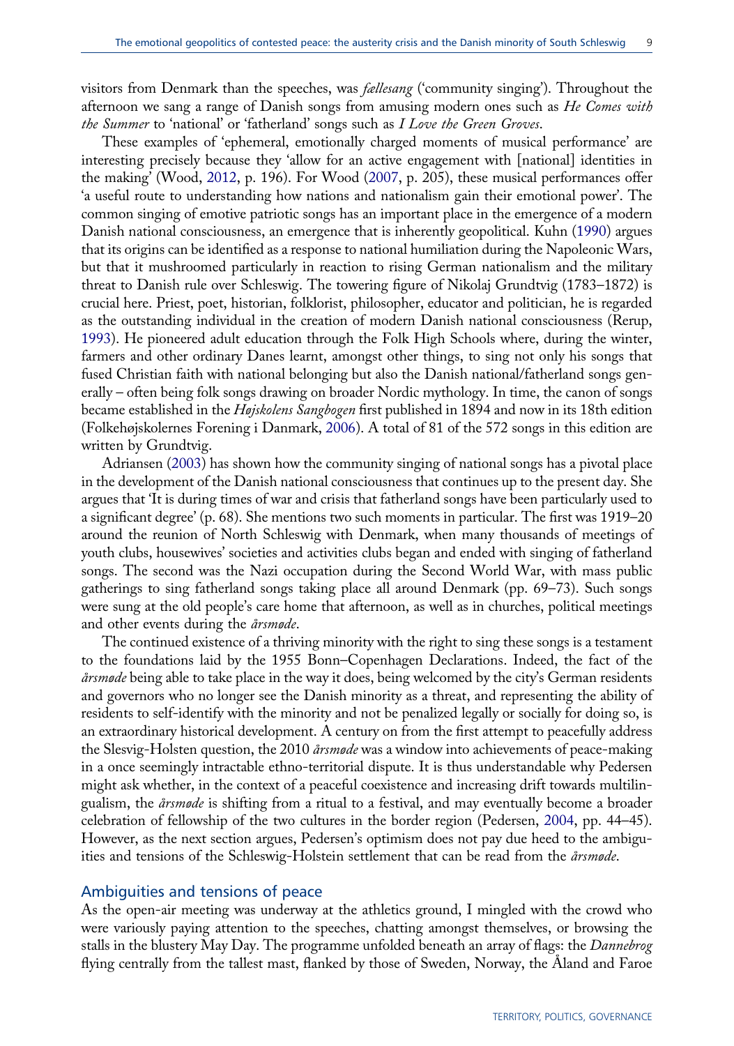visitors from Denmark than the speeches, was *fællesang* ('community singing'). Throughout the afternoon we sang a range of Danish songs from amusing modern ones such as *He Comes with the Summer* to 'national' or 'fatherland' songs such as *I Love the Green Groves*.

These examples of 'ephemeral, emotionally charged moments of musical performance' are interesting precisely because they 'allow for an active engagement with [national] identities in the making' (Wood, 2012, p. 196). For Wood (2007, p. 205), these musical performances offer 'a useful route to understanding how nations and nationalism gain their emotional power'. The common singing of emotive patriotic songs has an important place in the emergence of a modern Danish national consciousness, an emergence that is inherently geopolitical. Kuhn (1990) argues that its origins can be identified as a response to national humiliation during the Napoleonic Wars, but that it mushroomed particularly in reaction to rising German nationalism and the military threat to Danish rule over Schleswig. The towering figure of Nikolaj Grundtvig (1783–1872) is crucial here. Priest, poet, historian, folklorist, philosopher, educator and politician, he is regarded as the outstanding individual in the creation of modern Danish national consciousness (Rerup, 1993). He pioneered adult education through the Folk High Schools where, during the winter, farmers and other ordinary Danes learnt, amongst other things, to sing not only his songs that fused Christian faith with national belonging but also the Danish national/fatherland songs generally – often being folk songs drawing on broader Nordic mythology. In time, the canon of songs became established in the *Højskolens Sangbogen* first published in 1894 and now in its 18th edition (Folkehøjskolernes Forening i Danmark, 2006). A total of 81 of the 572 songs in this edition are written by Grundtvig.

Adriansen (2003) has shown how the community singing of national songs has a pivotal place in the development of the Danish national consciousness that continues up to the present day. She argues that 'It is during times of war and crisis that fatherland songs have been particularly used to a significant degree' (p. 68). She mentions two such moments in particular. The first was 1919–20 around the reunion of North Schleswig with Denmark, when many thousands of meetings of youth clubs, housewives' societies and activities clubs began and ended with singing of fatherland songs. The second was the Nazi occupation during the Second World War, with mass public gatherings to sing fatherland songs taking place all around Denmark (pp. 69–73). Such songs were sung at the old people's care home that afternoon, as well as in churches, political meetings and other events during the *årsmøde*.

The continued existence of a thriving minority with the right to sing these songs is a testament to the foundations laid by the 1955 Bonn–Copenhagen Declarations. Indeed, the fact of the *årsmøde* being able to take place in the way it does, being welcomed by the city's German residents and governors who no longer see the Danish minority as a threat, and representing the ability of residents to self-identify with the minority and not be penalized legally or socially for doing so, is an extraordinary historical development. A century on from the first attempt to peacefully address the Slesvig-Holsten question, the 2010 *årsmøde* was a window into achievements of peace-making in a once seemingly intractable ethno-territorial dispute. It is thus understandable why Pedersen might ask whether, in the context of a peaceful coexistence and increasing drift towards multilingualism, the *årsmøde* is shifting from a ritual to a festival, and may eventually become a broader celebration of fellowship of the two cultures in the border region (Pedersen, 2004, pp. 44–45). However, as the next section argues, Pedersen's optimism does not pay due heed to the ambiguities and tensions of the Schleswig-Holstein settlement that can be read from the *årsmøde*.

## Ambiguities and tensions of peace

As the open-air meeting was underway at the athletics ground, I mingled with the crowd who were variously paying attention to the speeches, chatting amongst themselves, or browsing the stalls in the blustery May Day. The programme unfolded beneath an array of flags: the *Dannebrog* flying centrally from the tallest mast, flanked by those of Sweden, Norway, the Åland and Faroe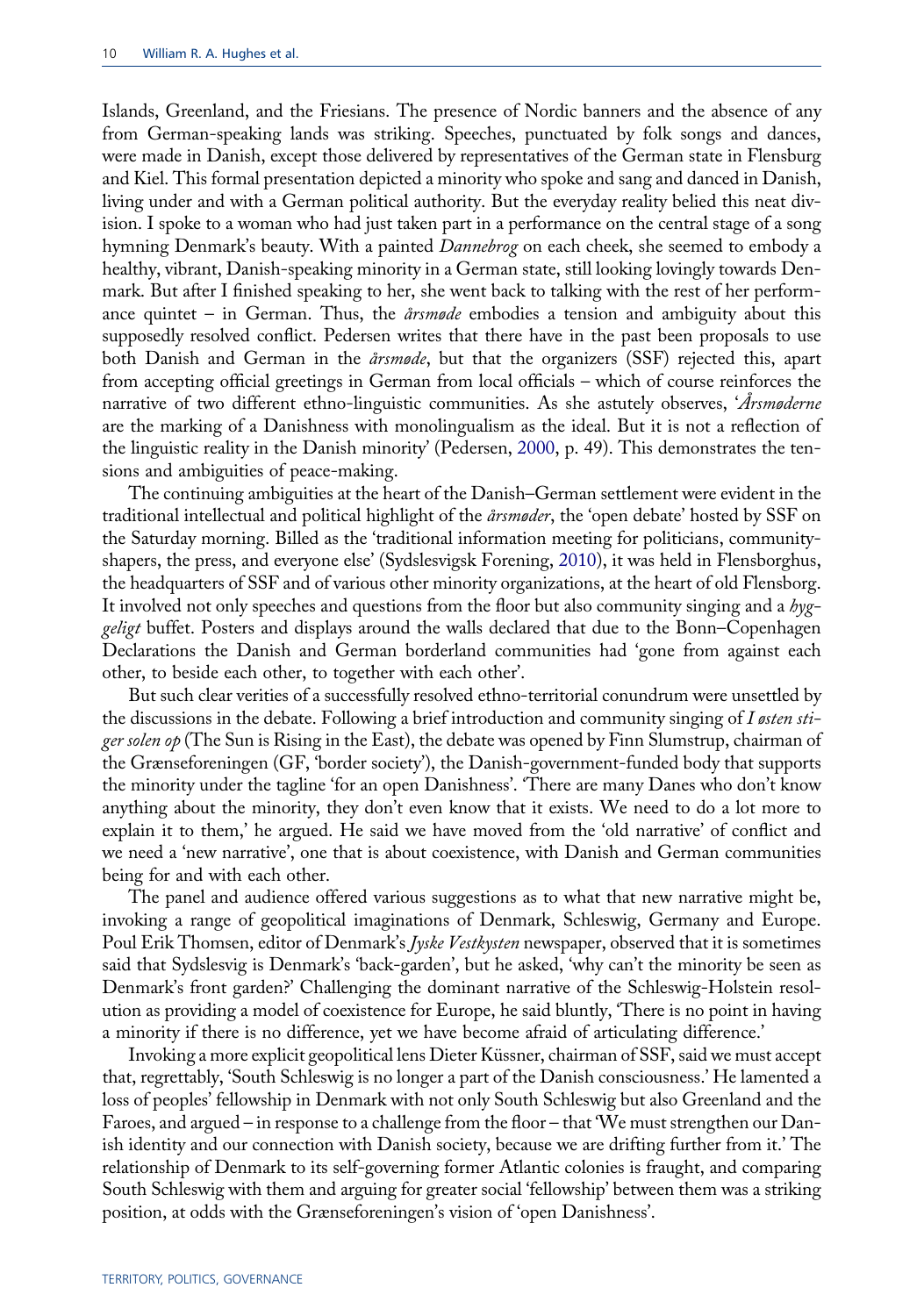Islands, Greenland, and the Friesians. The presence of Nordic banners and the absence of any from German-speaking lands was striking. Speeches, punctuated by folk songs and dances, were made in Danish, except those delivered by representatives of the German state in Flensburg and Kiel. This formal presentation depicted a minority who spoke and sang and danced in Danish, living under and with a German political authority. But the everyday reality belied this neat division. I spoke to a woman who had just taken part in a performance on the central stage of a song hymning Denmark's beauty. With a painted *Dannebrog* on each cheek, she seemed to embody a healthy, vibrant, Danish-speaking minority in a German state, still looking lovingly towards Denmark. But after I finished speaking to her, she went back to talking with the rest of her performance quintet – in German. Thus, the *årsmøde* embodies a tension and ambiguity about this supposedly resolved conflict. Pedersen writes that there have in the past been proposals to use both Danish and German in the *årsmøde*, but that the organizers (SSF) rejected this, apart from accepting official greetings in German from local officials – which of course reinforces the narrative of two different ethno-linguistic communities. As she astutely observes, '*Årsmøderne* are the marking of a Danishness with monolingualism as the ideal. But it is not a reflection of the linguistic reality in the Danish minority' (Pedersen, 2000, p. 49). This demonstrates the tensions and ambiguities of peace-making.

The continuing ambiguities at the heart of the Danish–German settlement were evident in the traditional intellectual and political highlight of the *årsmøder*, the 'open debate' hosted by SSF on the Saturday morning. Billed as the 'traditional information meeting for politicians, community-shapers, the press, and everyone else' (Sydslesvigsk Forening, 2010), it was held in Flensborghus, the headquarters of SSF and of various other minority organizations, at the heart of old Flensborg. It involved not only speeches and questions from the floor but also community singing and a *hyggeligt* buffet. Posters and displays around the walls declared that due to the Bonn–Copenhagen Declarations the Danish and German borderland communities had 'gone from against each other, to beside each other, to together with each other'.

But such clear verities of a successfully resolved ethno-territorial conundrum were unsettled by the discussions in the debate. Following a brief introduction and community singing of *I østen stiger solen op* (The Sun is Rising in the East), the debate was opened by Finn Slumstrup, chairman of the Grænseforeningen (GF, 'border society'), the Danish-government-funded body that supports the minority under the tagline 'for an open Danishness'. 'There are many Danes who don't know anything about the minority, they don't even know that it exists. We need to do a lot more to explain it to them,' he argued. He said we have moved from the 'old narrative' of conflict and we need a 'new narrative', one that is about coexistence, with Danish and German communities being for and with each other.

The panel and audience offered various suggestions as to what that new narrative might be, invoking a range of geopolitical imaginations of Denmark, Schleswig, Germany and Europe. Poul Erik Thomsen, editor of Denmark's *Jyske Vestkysten* newspaper, observed that it is sometimes said that Sydslesvig is Denmark's 'back-garden', but he asked, 'why can't the minority be seen as Denmark's front garden?' Challenging the dominant narrative of the Schleswig-Holstein resolution as providing a model of coexistence for Europe, he said bluntly, 'There is no point in having a minority if there is no difference, yet we have become afraid of articulating difference.'

Invoking a more explicit geopolitical lens Dieter Küssner, chairman of SSF, said we must accept that, regrettably, 'South Schleswig is no longer a part of the Danish consciousness.' He lamented a loss of peoples' fellowship in Denmark with not only South Schleswig but also Greenland and the Faroes, and argued – in response to a challenge from the floor – that 'We must strengthen our Danish identity and our connection with Danish society, because we are drifting further from it.' The relationship of Denmark to its self-governing former Atlantic colonies is fraught, and comparing South Schleswig with them and arguing for greater social 'fellowship' between them was a striking position, at odds with the Grænseforeningen's vision of 'open Danishness'.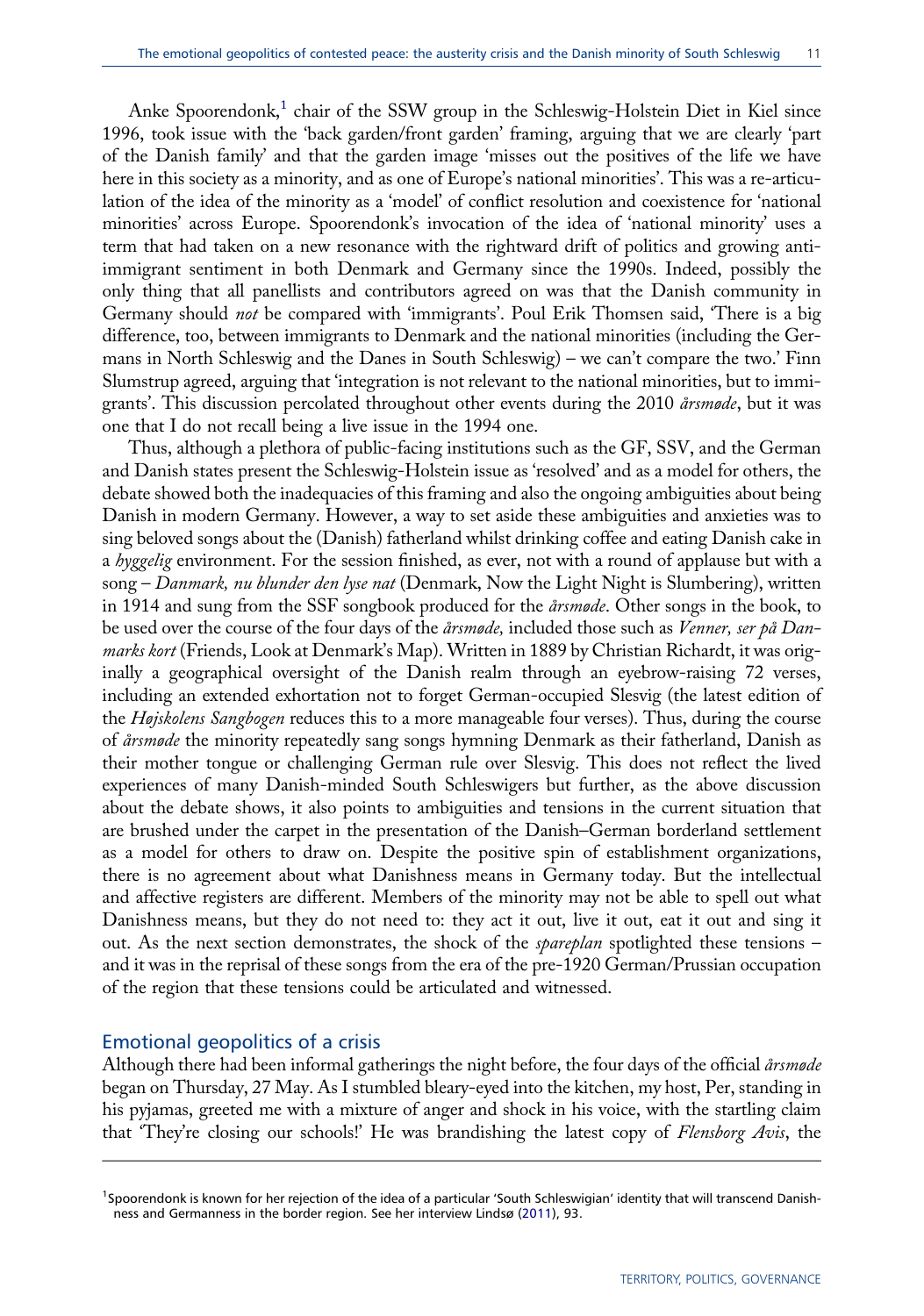Anke Spoorendonk,[1] chair of the SSW group in the Schleswig-Holstein Diet in Kiel since 1996, took issue with the 'back garden/front garden' framing, arguing that we are clearly 'part of the Danish family' and that the garden image 'misses out the positives of the life we have here in this society as a minority, and as one of Europe's national minorities'. This was a re-articulation of the idea of the minority as a 'model' of conflict resolution and coexistence for 'national minorities' across Europe. Spoorendonk's invocation of the idea of 'national minority' uses a term that had taken on a new resonance with the rightward drift of politics and growing anti-immigrant sentiment in both Denmark and Germany since the 1990s. Indeed, possibly the only thing that all panellists and contributors agreed on was that the Danish community in Germany should *not* be compared with 'immigrants'. Poul Erik Thomsen said, 'There is a big difference, too, between immigrants to Denmark and the national minorities (including the Germans in North Schleswig and the Danes in South Schleswig) – we can't compare the two.' Finn Slumstrup agreed, arguing that 'integration is not relevant to the national minorities, but to immigrants'. This discussion percolated throughout other events during the 2010 *årsmøde*, but it was one that I do not recall being a live issue in the 1994 one.

Thus, although a plethora of public-facing institutions such as the GF, SSV, and the German and Danish states present the Schleswig-Holstein issue as 'resolved' and as a model for others, the debate showed both the inadequacies of this framing and also the ongoing ambiguities about being Danish in modern Germany. However, a way to set aside these ambiguities and anxieties was to sing beloved songs about the (Danish) fatherland whilst drinking coffee and eating Danish cake in a *hyggelig* environment. For the session finished, as ever, not with a round of applause but with a song – *Danmark, nu blunder den lyse nat* (Denmark, Now the Light Night is Slumbering), written in 1914 and sung from the SSF songbook produced for the *årsmøde*. Other songs in the book, to be used over the course of the four days of the *årsmøde,* included those such as *Venner, ser på Danmarks kort* (Friends, Look at Denmark's Map). Written in 1889 by Christian Richardt, it was originally a geographical oversight of the Danish realm through an eyebrow-raising 72 verses, including an extended exhortation not to forget German-occupied Slesvig (the latest edition of the *Højskolens Sangbogen* reduces this to a more manageable four verses). Thus, during the course of *årsmøde* the minority repeatedly sang songs hymning Denmark as their fatherland, Danish as their mother tongue or challenging German rule over Slesvig. This does not reflect the lived experiences of many Danish-minded South Schleswigers but further, as the above discussion about the debate shows, it also points to ambiguities and tensions in the current situation that are brushed under the carpet in the presentation of the Danish–German borderland settlement as a model for others to draw on. Despite the positive spin of establishment organizations, there is no agreement about what Danishness means in Germany today. But the intellectual and affective registers are different. Members of the minority may not be able to spell out what Danishness means, but they do not need to: they act it out, live it out, eat it out and sing it out. As the next section demonstrates, the shock of the *spareplan* spotlighted these tensions – and it was in the reprisal of these songs from the era of the pre-1920 German/Prussian occupation of the region that these tensions could be articulated and witnessed.

## Emotional geopolitics of a crisis

Although there had been informal gatherings the night before, the four days of the official *årsmøde* began on Thursday, 27 May. As I stumbled bleary-eyed into the kitchen, my host, Per, standing in his pyjamas, greeted me with a mixture of anger and shock in his voice, with the startling claim that 'They're closing our schools!' He was brandishing the latest copy of *Flensborg Avis*, the

---

[1] Spoorendonk is known for her rejection of the idea of a particular 'South Schleswigian' identity that will transcend Danishness and Germanness in the border region. See her interview Lindsø (2011), 93.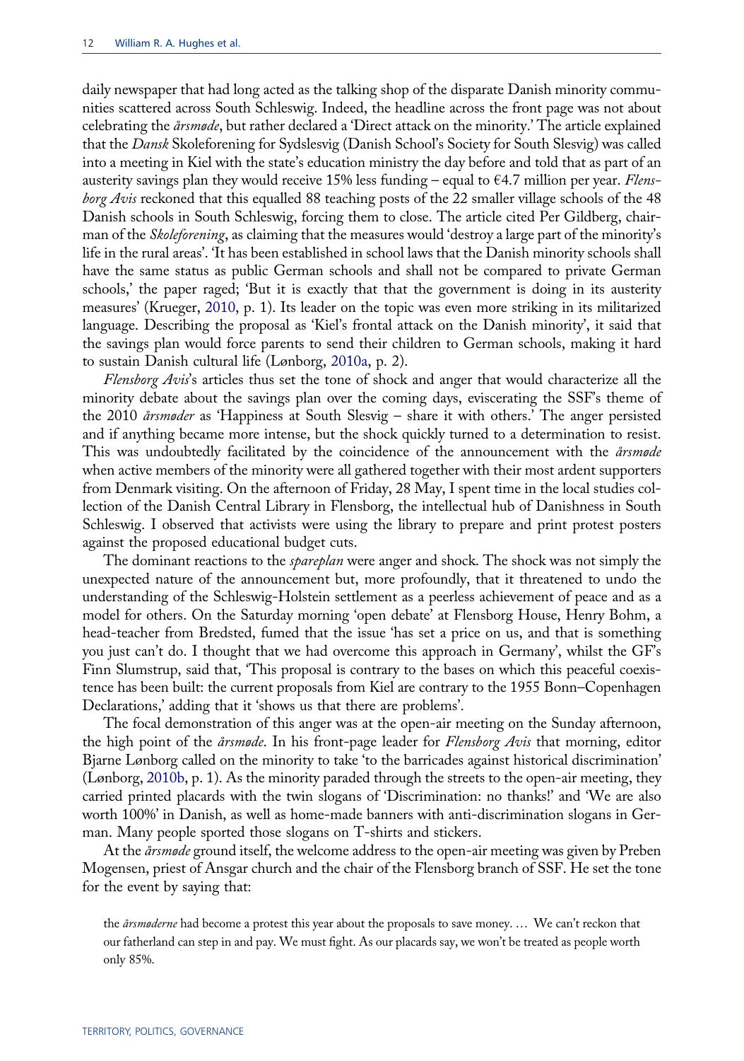daily newspaper that had long acted as the talking shop of the disparate Danish minority communities scattered across South Schleswig. Indeed, the headline across the front page was not about celebrating the *årsmøde*, but rather declared a 'Direct attack on the minority.' The article explained that the *Dansk* Skoleforening for Sydslesvig (Danish School's Society for South Slesvig) was called into a meeting in Kiel with the state's education ministry the day before and told that as part of an austerity savings plan they would receive 15% less funding – equal to €4.7 million per year. *Flensborg Avis* reckoned that this equalled 88 teaching posts of the 22 smaller village schools of the 48 Danish schools in South Schleswig, forcing them to close. The article cited Per Gildberg, chairman of the *Skoleforening*, as claiming that the measures would 'destroy a large part of the minority's life in the rural areas'. 'It has been established in school laws that the Danish minority schools shall have the same status as public German schools and shall not be compared to private German schools,' the paper raged; 'But it is exactly that that the government is doing in its austerity measures' (Krueger, 2010, p. 1). Its leader on the topic was even more striking in its militarized language. Describing the proposal as 'Kiel's frontal attack on the Danish minority', it said that the savings plan would force parents to send their children to German schools, making it hard to sustain Danish cultural life (Lønborg, 2010a, p. 2).

*Flensborg Avis*'s articles thus set the tone of shock and anger that would characterize all the minority debate about the savings plan over the coming days, eviscerating the SSF's theme of the 2010 *årsmøder* as 'Happiness at South Slesvig – share it with others.' The anger persisted and if anything became more intense, but the shock quickly turned to a determination to resist. This was undoubtedly facilitated by the coincidence of the announcement with the *årsmøde* when active members of the minority were all gathered together with their most ardent supporters from Denmark visiting. On the afternoon of Friday, 28 May, I spent time in the local studies collection of the Danish Central Library in Flensborg, the intellectual hub of Danishness in South Schleswig. I observed that activists were using the library to prepare and print protest posters against the proposed educational budget cuts.

The dominant reactions to the *spareplan* were anger and shock. The shock was not simply the unexpected nature of the announcement but, more profoundly, that it threatened to undo the understanding of the Schleswig-Holstein settlement as a peerless achievement of peace and as a model for others. On the Saturday morning 'open debate' at Flensborg House, Henry Bohm, a head-teacher from Bredsted, fumed that the issue 'has set a price on us, and that is something you just can't do. I thought that we had overcome this approach in Germany', whilst the GF's Finn Slumstrup, said that, 'This proposal is contrary to the bases on which this peaceful coexistence has been built: the current proposals from Kiel are contrary to the 1955 Bonn–Copenhagen Declarations,' adding that it 'shows us that there are problems'.

The focal demonstration of this anger was at the open-air meeting on the Sunday afternoon, the high point of the *årsmøde*. In his front-page leader for *Flensborg Avis* that morning, editor Bjarne Lønborg called on the minority to take 'to the barricades against historical discrimination' (Lønborg, 2010b, p. 1). As the minority paraded through the streets to the open-air meeting, they carried printed placards with the twin slogans of 'Discrimination: no thanks!' and 'We are also worth 100%' in Danish, as well as home-made banners with anti-discrimination slogans in German. Many people sported those slogans on T-shirts and stickers.

At the *årsmøde* ground itself, the welcome address to the open-air meeting was given by Preben Mogensen, priest of Ansgar church and the chair of the Flensborg branch of SSF. He set the tone for the event by saying that:

> the *årsmøderne* had become a protest this year about the proposals to save money. … We can't reckon that our fatherland can step in and pay. We must fight. As our placards say, we won't be treated as people worth only 85%.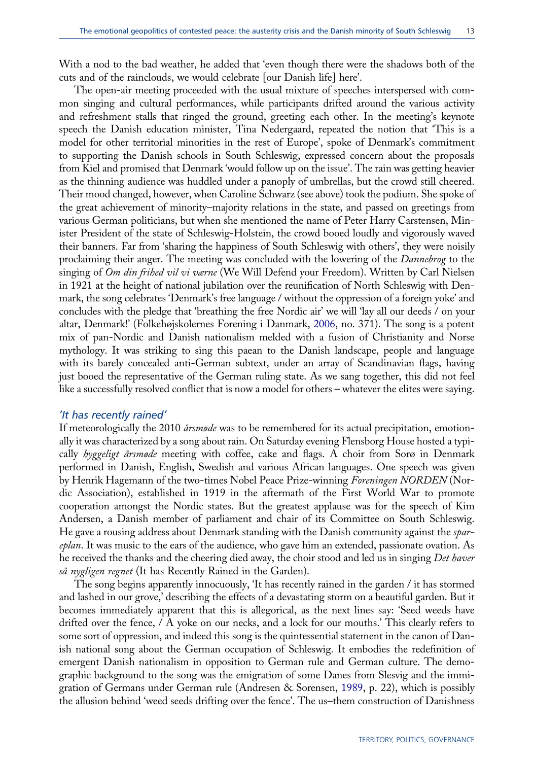With a nod to the bad weather, he added that 'even though there were the shadows both of the cuts and of the rainclouds, we would celebrate [our Danish life] here'.

The open-air meeting proceeded with the usual mixture of speeches interspersed with common singing and cultural performances, while participants drifted around the various activity and refreshment stalls that ringed the ground, greeting each other. In the meeting's keynote speech the Danish education minister, Tina Nedergaard, repeated the notion that 'This is a model for other territorial minorities in the rest of Europe', spoke of Denmark's commitment to supporting the Danish schools in South Schleswig, expressed concern about the proposals from Kiel and promised that Denmark 'would follow up on the issue'. The rain was getting heavier as the thinning audience was huddled under a panoply of umbrellas, but the crowd still cheered. Their mood changed, however, when Caroline Schwarz (see above) took the podium. She spoke of the great achievement of minority–majority relations in the state, and passed on greetings from various German politicians, but when she mentioned the name of Peter Harry Carstensen, Minister President of the state of Schleswig-Holstein, the crowd booed loudly and vigorously waved their banners. Far from 'sharing the happiness of South Schleswig with others', they were noisily proclaiming their anger. The meeting was concluded with the lowering of the *Dannebrog* to the singing of *Om din frihed vil vi værne* (We Will Defend your Freedom). Written by Carl Nielsen in 1921 at the height of national jubilation over the reunification of North Schleswig with Denmark, the song celebrates 'Denmark's free language / without the oppression of a foreign yoke' and concludes with the pledge that 'breathing the free Nordic air' we will 'lay all our deeds / on your altar, Denmark!' (Folkehøjskolernes Forening i Danmark, 2006, no. 371). The song is a potent mix of pan-Nordic and Danish nationalism melded with a fusion of Christianity and Norse mythology. It was striking to sing this paean to the Danish landscape, people and language with its barely concealed anti-German subtext, under an array of Scandinavian flags, having just booed the representative of the German ruling state. As we sang together, this did not feel like a successfully resolved conflict that is now a model for others – whatever the elites were saying.

### *'It has recently rained'*

If meteorologically the 2010 *årsmøde* was to be remembered for its actual precipitation, emotionally it was characterized by a song about rain. On Saturday evening Flensborg House hosted a typically *hyggeligt årsmøde* meeting with coffee, cake and flags. A choir from Sorø in Denmark performed in Danish, English, Swedish and various African languages. One speech was given by Henrik Hagemann of the two-times Nobel Peace Prize-winning *Foreningen NORDEN* (Nordic Association), established in 1919 in the aftermath of the First World War to promote cooperation amongst the Nordic states. But the greatest applause was for the speech of Kim Andersen, a Danish member of parliament and chair of its Committee on South Schleswig. He gave a rousing address about Denmark standing with the Danish community against the *spareplan*. It was music to the ears of the audience, who gave him an extended, passionate ovation. As he received the thanks and the cheering died away, the choir stood and led us in singing *Det haver så nyligen regnet* (It has Recently Rained in the Garden).

The song begins apparently innocuously, 'It has recently rained in the garden / it has stormed and lashed in our grove,' describing the effects of a devastating storm on a beautiful garden. But it becomes immediately apparent that this is allegorical, as the next lines say: 'Seed weeds have drifted over the fence, / A yoke on our necks, and a lock for our mouths.' This clearly refers to some sort of oppression, and indeed this song is the quintessential statement in the canon of Danish national song about the German occupation of Schleswig. It embodies the redefinition of emergent Danish nationalism in opposition to German rule and German culture. The demographic background to the song was the emigration of some Danes from Slesvig and the immigration of Germans under German rule (Andresen & Sorensen, 1989, p. 22), which is possibly the allusion behind 'weed seeds drifting over the fence'. The us–them construction of Danishness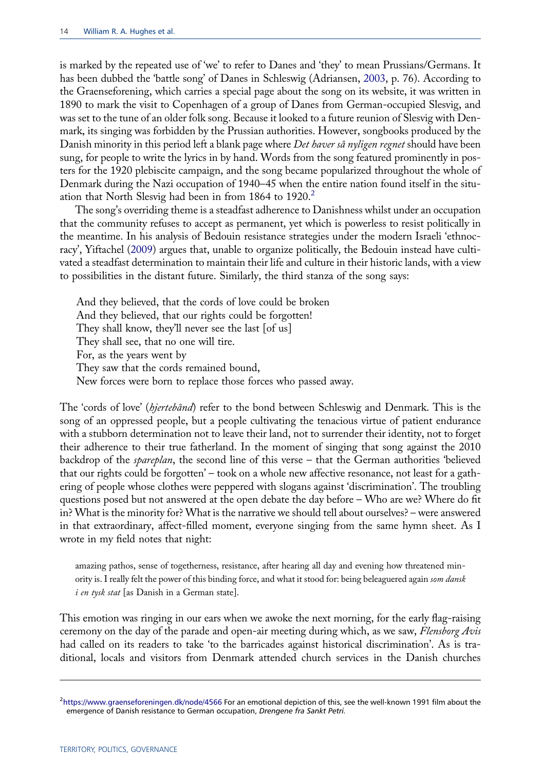is marked by the repeated use of 'we' to refer to Danes and 'they' to mean Prussians/Germans. It has been dubbed the 'battle song' of Danes in Schleswig (Adriansen, 2003, p. 76). According to the Graenseforening, which carries a special page about the song on its website, it was written in 1890 to mark the visit to Copenhagen of a group of Danes from German-occupied Slesvig, and was set to the tune of an older folk song. Because it looked to a future reunion of Slesvig with Denmark, its singing was forbidden by the Prussian authorities. However, songbooks produced by the Danish minority in this period left a blank page where *Det haver så nyligen regnet* should have been sung, for people to write the lyrics in by hand. Words from the song featured prominently in posters for the 1920 plebiscite campaign, and the song became popularized throughout the whole of Denmark during the Nazi occupation of 1940–45 when the entire nation found itself in the situation that North Slesvig had been in from 1864 to 1920.[2]

The song's overriding theme is a steadfast adherence to Danishness whilst under an occupation that the community refuses to accept as permanent, yet which is powerless to resist politically in the meantime. In his analysis of Bedouin resistance strategies under the modern Israeli 'ethnocracy', Yiftachel (2009) argues that, unable to organize politically, the Bedouin instead have cultivated a steadfast determination to maintain their life and culture in their historic lands, with a view to possibilities in the distant future. Similarly, the third stanza of the song says:

> And they believed, that the cords of love could be broken
> And they believed, that our rights could be forgotten!
> They shall know, they'll never see the last [of us]
> They shall see, that no one will tire.
> For, as the years went by
> They saw that the cords remained bound,
> New forces were born to replace those forces who passed away.

The 'cords of love' (*hjertebånd*) refer to the bond between Schleswig and Denmark. This is the song of an oppressed people, but a people cultivating the tenacious virtue of patient endurance with a stubborn determination not to leave their land, not to surrender their identity, not to forget their adherence to their true fatherland. In the moment of singing that song against the 2010 backdrop of the *spareplan*, the second line of this verse – that the German authorities 'believed that our rights could be forgotten' – took on a whole new affective resonance, not least for a gathering of people whose clothes were peppered with slogans against 'discrimination'. The troubling questions posed but not answered at the open debate the day before – Who are we? Where do fit in? What is the minority for? What is the narrative we should tell about ourselves? – were answered in that extraordinary, affect-filled moment, everyone singing from the same hymn sheet. As I wrote in my field notes that night:

> amazing pathos, sense of togetherness, resistance, after hearing all day and evening how threatened minority is. I really felt the power of this binding force, and what it stood for: being beleaguered again *som dansk i en tysk stat* [as Danish in a German state].

This emotion was ringing in our ears when we awoke the next morning, for the early flag-raising ceremony on the day of the parade and open-air meeting during which, as we saw, *Flensborg Avis* had called on its readers to take 'to the barricades against historical discrimination'. As is traditional, locals and visitors from Denmark attended church services in the Danish churches

---

[2] https://www.graenseforeningen.dk/node/4566 For an emotional depiction of this, see the well-known 1991 film about the emergence of Danish resistance to German occupation, *Drengene fra Sankt Petri*.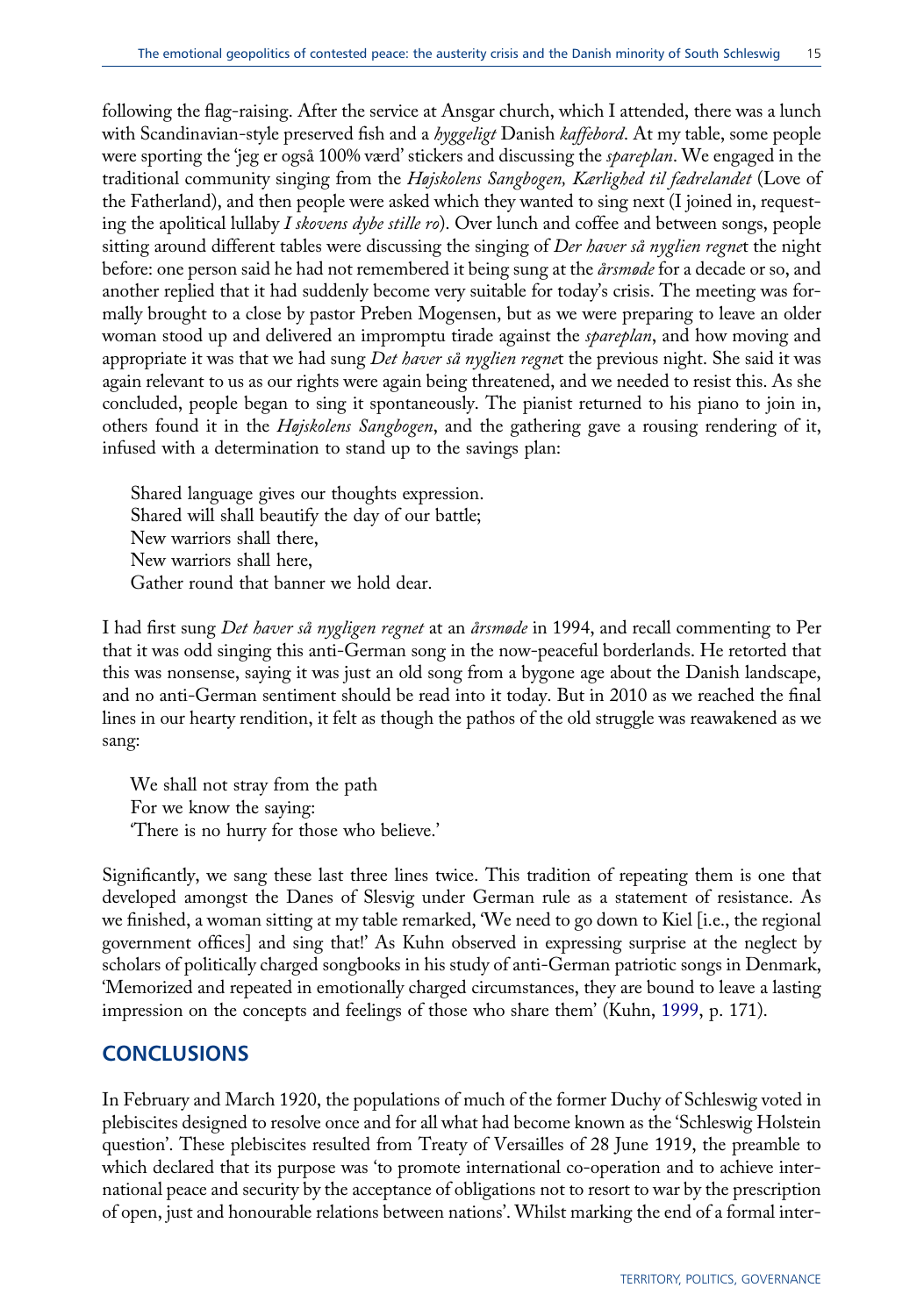following the flag-raising. After the service at Ansgar church, which I attended, there was a lunch with Scandinavian-style preserved fish and a *hyggeligt* Danish *kaffebord*. At my table, some people were sporting the 'jeg er også 100% værd' stickers and discussing the *spareplan*. We engaged in the traditional community singing from the *Højskolens Sangbogen, Kærlighed til fædrelandet* (Love of the Fatherland), and then people were asked which they wanted to sing next (I joined in, requesting the apolitical lullaby *I skovens dybe stille ro*). Over lunch and coffee and between songs, people sitting around different tables were discussing the singing of *Der haver så nyglien regne*t the night before: one person said he had not remembered it being sung at the *årsmøde* for a decade or so, and another replied that it had suddenly become very suitable for today's crisis. The meeting was formally brought to a close by pastor Preben Mogensen, but as we were preparing to leave an older woman stood up and delivered an impromptu tirade against the *spareplan*, and how moving and appropriate it was that we had sung *Det haver så nyglien regne*t the previous night. She said it was again relevant to us as our rights were again being threatened, and we needed to resist this. As she concluded, people began to sing it spontaneously. The pianist returned to his piano to join in, others found it in the *Højskolens Sangbogen*, and the gathering gave a rousing rendering of it, infused with a determination to stand up to the savings plan:

> Shared language gives our thoughts expression.
> Shared will shall beautify the day of our battle;
> New warriors shall there,
> New warriors shall here,
> Gather round that banner we hold dear.

I had first sung *Det haver så nygligen regnet* at an *årsmøde* in 1994, and recall commenting to Per that it was odd singing this anti-German song in the now-peaceful borderlands. He retorted that this was nonsense, saying it was just an old song from a bygone age about the Danish landscape, and no anti-German sentiment should be read into it today. But in 2010 as we reached the final lines in our hearty rendition, it felt as though the pathos of the old struggle was reawakened as we sang:

> We shall not stray from the path
> For we know the saying:
> 'There is no hurry for those who believe.'

Significantly, we sang these last three lines twice. This tradition of repeating them is one that developed amongst the Danes of Slesvig under German rule as a statement of resistance. As we finished, a woman sitting at my table remarked, 'We need to go down to Kiel [i.e., the regional government offices] and sing that!' As Kuhn observed in expressing surprise at the neglect by scholars of politically charged songbooks in his study of anti-German patriotic songs in Denmark, 'Memorized and repeated in emotionally charged circumstances, they are bound to leave a lasting impression on the concepts and feelings of those who share them' (Kuhn, 1999, p. 171).

## CONCLUSIONS

In February and March 1920, the populations of much of the former Duchy of Schleswig voted in plebiscites designed to resolve once and for all what had become known as the 'Schleswig Holstein question'. These plebiscites resulted from Treaty of Versailles of 28 June 1919, the preamble to which declared that its purpose was 'to promote international co-operation and to achieve international peace and security by the acceptance of obligations not to resort to war by the prescription of open, just and honourable relations between nations'. Whilst marking the end of a formal inter-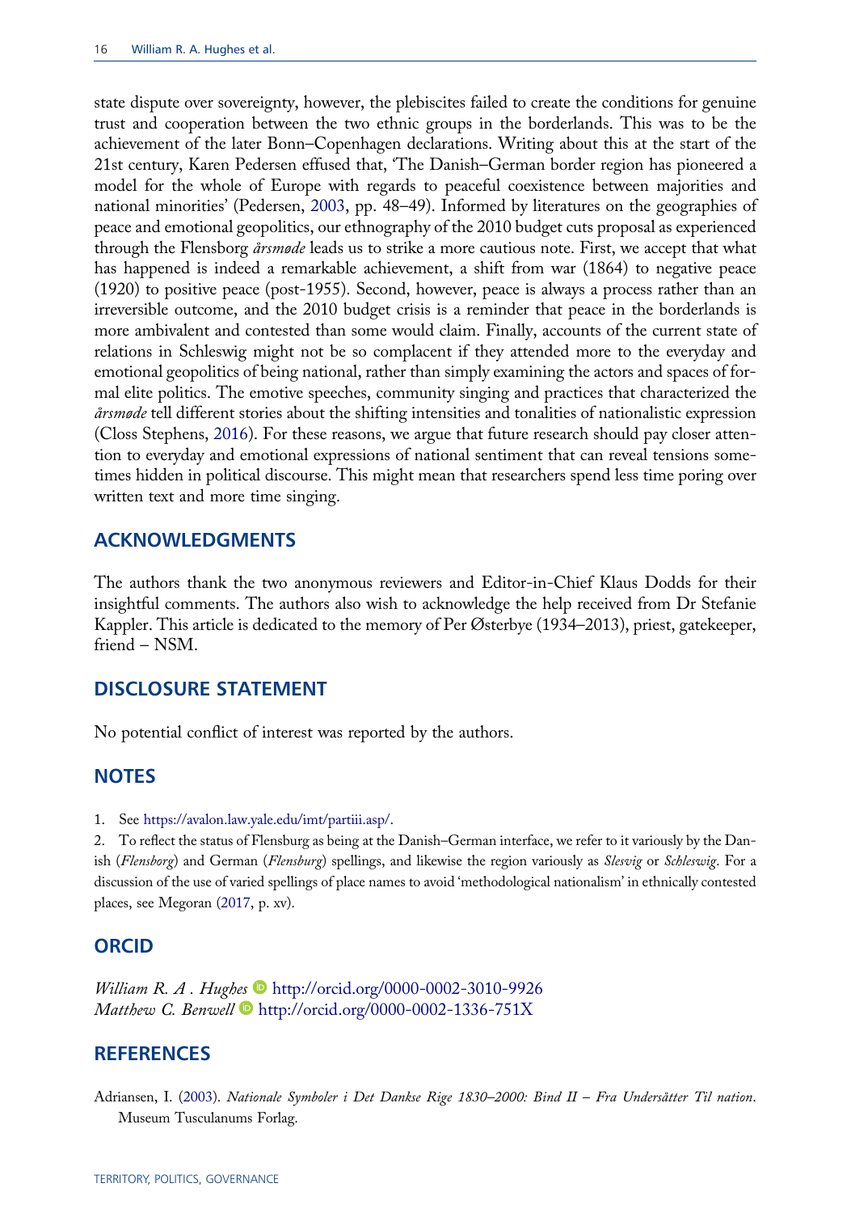state dispute over sovereignty, however, the plebiscites failed to create the conditions for genuine trust and cooperation between the two ethnic groups in the borderlands. This was to be the achievement of the later Bonn–Copenhagen declarations. Writing about this at the start of the 21st century, Karen Pedersen effused that, 'The Danish–German border region has pioneered a model for the whole of Europe with regards to peaceful coexistence between majorities and national minorities' (Pedersen, 2003, pp. 48–49). Informed by literatures on the geographies of peace and emotional geopolitics, our ethnography of the 2010 budget cuts proposal as experienced through the Flensborg *årsmøde* leads us to strike a more cautious note. First, we accept that what has happened is indeed a remarkable achievement, a shift from war (1864) to negative peace (1920) to positive peace (post-1955). Second, however, peace is always a process rather than an irreversible outcome, and the 2010 budget crisis is a reminder that peace in the borderlands is more ambivalent and contested than some would claim. Finally, accounts of the current state of relations in Schleswig might not be so complacent if they attended more to the everyday and emotional geopolitics of being national, rather than simply examining the actors and spaces of formal elite politics. The emotive speeches, community singing and practices that characterized the *årsmøde* tell different stories about the shifting intensities and tonalities of nationalistic expression (Closs Stephens, 2016). For these reasons, we argue that future research should pay closer attention to everyday and emotional expressions of national sentiment that can reveal tensions sometimes hidden in political discourse. This might mean that researchers spend less time poring over written text and more time singing.

## ACKNOWLEDGMENTS

The authors thank the two anonymous reviewers and Editor-in-Chief Klaus Dodds for their insightful comments. The authors also wish to acknowledge the help received from Dr Stefanie Kappler. This article is dedicated to the memory of Per Østerbye (1934–2013), priest, gatekeeper, friend – NSM.

## DISCLOSURE STATEMENT

No potential conflict of interest was reported by the authors.

## NOTES

1. See https://avalon.law.yale.edu/imt/partiii.asp/.
2. To reflect the status of Flensburg as being at the Danish–German interface, we refer to it variously by the Danish (*Flensborg*) and German (*Flensburg*) spellings, and likewise the region variously as *Slesvig* or *Schleswig*. For a discussion of the use of varied spellings of place names to avoid 'methodological nationalism' in ethnically contested places, see Megoran (2017, p. xv).

## ORCID

*William R. A . Hughes* http://orcid.org/0000-0002-3010-9926
*Matthew C. Benwell* http://orcid.org/0000-0002-1336-751X

## REFERENCES

Adriansen, I. (2003). *Nationale Symboler i Det Dankse Rige 1830–2000: Bind II – Fra Undersåtter Til nation*. Museum Tusculanums Forlag.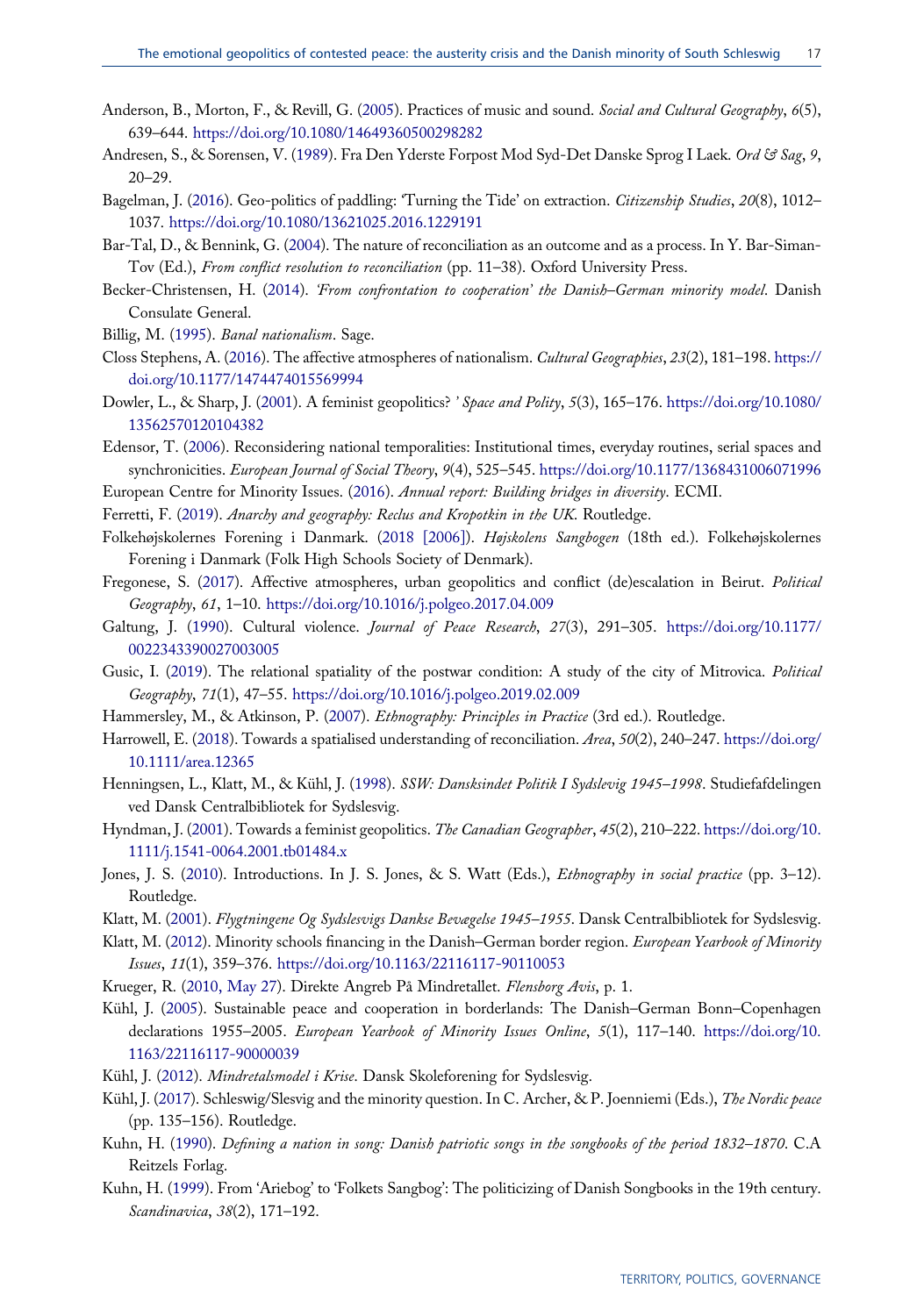Anderson, B., Morton, F., & Revill, G. (2005). Practices of music and sound. *Social and Cultural Geography*, *6*(5), 639–644. https://doi.org/10.1080/14649360500298282

Andresen, S., & Sorensen, V. (1989). Fra Den Yderste Forpost Mod Syd-Det Danske Sprog I Laek. *Ord & Sag*, *9*, 20–29.

Bagelman, J. (2016). Geo-politics of paddling: 'Turning the Tide' on extraction. *Citizenship Studies*, *20*(8), 1012–1037. https://doi.org/10.1080/13621025.2016.1229191

Bar-Tal, D., & Bennink, G. (2004). The nature of reconciliation as an outcome and as a process. In Y. Bar-Siman-Tov (Ed.), *From conflict resolution to reconciliation* (pp. 11–38). Oxford University Press.

Becker-Christensen, H. (2014). *'From confrontation to cooperation' the Danish–German minority model*. Danish Consulate General.

Billig, M. (1995). *Banal nationalism*. Sage.

Closs Stephens, A. (2016). The affective atmospheres of nationalism. *Cultural Geographies*, *23*(2), 181–198. https://doi.org/10.1177/1474474015569994

Dowler, L., & Sharp, J. (2001). A feminist geopolitics? *' Space and Polity*, *5*(3), 165–176. https://doi.org/10.1080/13562570120104382

Edensor, T. (2006). Reconsidering national temporalities: Institutional times, everyday routines, serial spaces and synchronicities. *European Journal of Social Theory*, *9*(4), 525–545. https://doi.org/10.1177/1368431006071996

European Centre for Minority Issues. (2016). *Annual report: Building bridges in diversity*. ECMI.

Ferretti, F. (2019). *Anarchy and geography: Reclus and Kropotkin in the UK*. Routledge.

Folkehøjskolernes Forening i Danmark. (2018 [2006]). *Højskolens Sangbogen* (18th ed.). Folkehøjskolernes Forening i Danmark (Folk High Schools Society of Denmark).

Fregonese, S. (2017). Affective atmospheres, urban geopolitics and conflict (de)escalation in Beirut. *Political Geography*, *61*, 1–10. https://doi.org/10.1016/j.polgeo.2017.04.009

Galtung, J. (1990). Cultural violence. *Journal of Peace Research*, *27*(3), 291–305. https://doi.org/10.1177/0022343390027003005

Gusic, I. (2019). The relational spatiality of the postwar condition: A study of the city of Mitrovica. *Political Geography*, *71*(1), 47–55. https://doi.org/10.1016/j.polgeo.2019.02.009

Hammersley, M., & Atkinson, P. (2007). *Ethnography: Principles in Practice* (3rd ed.). Routledge.

Harrowell, E. (2018). Towards a spatialised understanding of reconciliation. *Area*, *50*(2), 240–247. https://doi.org/10.1111/area.12365

Henningsen, L., Klatt, M., & Kühl, J. (1998). *SSW: Dansksindet Politik I Sydslevig 1945–1998*. Studiefafdelingen ved Dansk Centralbibliotek for Sydslesvig.

Hyndman, J. (2001). Towards a feminist geopolitics. *The Canadian Geographer*, *45*(2), 210–222. https://doi.org/10.1111/j.1541-0064.2001.tb01484.x

Jones, J. S. (2010). Introductions. In J. S. Jones, & S. Watt (Eds.), *Ethnography in social practice* (pp. 3–12). Routledge.

Klatt, M. (2001). *Flygtningene Og Sydslesvigs Dankse Bevægelse 1945–1955*. Dansk Centralbibliotek for Sydslesvig.

Klatt, M. (2012). Minority schools financing in the Danish–German border region. *European Yearbook of Minority Issues*, *11*(1), 359–376. https://doi.org/10.1163/22116117-90110053

Krueger, R. (2010, May 27). Direkte Angreb På Mindretallet. *Flensborg Avis*, p. 1.

Kühl, J. (2005). Sustainable peace and cooperation in borderlands: The Danish–German Bonn–Copenhagen declarations 1955–2005. *European Yearbook of Minority Issues Online*, *5*(1), 117–140. https://doi.org/10.1163/22116117-90000039

Kühl, J. (2012). *Mindretalsmodel i Krise*. Dansk Skoleforening for Sydslesvig.

Kühl, J. (2017). Schleswig/Slesvig and the minority question. In C. Archer, & P. Joenniemi (Eds.), *The Nordic peace* (pp. 135–156). Routledge.

Kuhn, H. (1990). *Defining a nation in song: Danish patriotic songs in the songbooks of the period 1832–1870*. C.A Reitzels Forlag.

Kuhn, H. (1999). From 'Ariebog' to 'Folkets Sangbog': The politicizing of Danish Songbooks in the 19th century. *Scandinavica*, *38*(2), 171–192.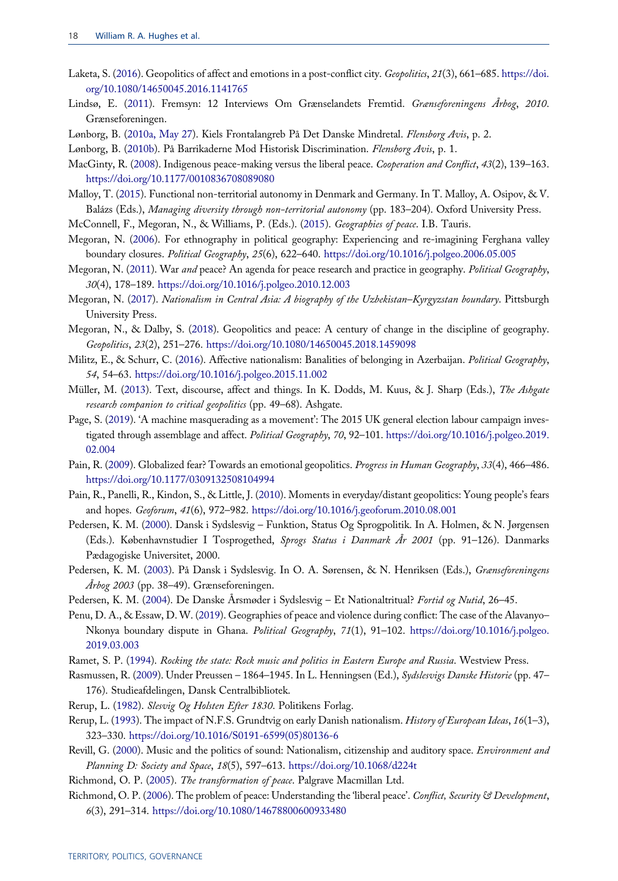Laketa, S. (2016). Geopolitics of affect and emotions in a post-conflict city. *Geopolitics*, *21*(3), 661–685. https://doi.org/10.1080/14650045.2016.1141765

Lindsø, E. (2011). Fremsyn: 12 Interviews Om Grænselandets Fremtid. *Grænseforeningens Årbog*, *2010*. Grænseforeningen.

Lønborg, B. (2010a, May 27). Kiels Frontalangreb På Det Danske Mindretal. *Flensborg Avis*, p. 2.

Lønborg, B. (2010b). På Barrikaderne Mod Historisk Discrimination. *Flensborg Avis*, p. 1.

MacGinty, R. (2008). Indigenous peace-making versus the liberal peace. *Cooperation and Conflict*, *43*(2), 139–163. https://doi.org/10.1177/0010836708089080

Malloy, T. (2015). Functional non-territorial autonomy in Denmark and Germany. In T. Malloy, A. Osipov, & V. Balázs (Eds.), *Managing diversity through non-territorial autonomy* (pp. 183–204). Oxford University Press.

McConnell, F., Megoran, N., & Williams, P. (Eds.). (2015). *Geographies of peace*. I.B. Tauris.

Megoran, N. (2006). For ethnography in political geography: Experiencing and re-imagining Ferghana valley boundary closures. *Political Geography*, *25*(6), 622–640. https://doi.org/10.1016/j.polgeo.2006.05.005

Megoran, N. (2011). War *and* peace? An agenda for peace research and practice in geography. *Political Geography*, *30*(4), 178–189. https://doi.org/10.1016/j.polgeo.2010.12.003

Megoran, N. (2017). *Nationalism in Central Asia: A biography of the Uzbekistan–Kyrgyzstan boundary*. Pittsburgh University Press.

Megoran, N., & Dalby, S. (2018). Geopolitics and peace: A century of change in the discipline of geography. *Geopolitics*, *23*(2), 251–276. https://doi.org/10.1080/14650045.2018.1459098

Militz, E., & Schurr, C. (2016). Affective nationalism: Banalities of belonging in Azerbaijan. *Political Geography*, *54*, 54–63. https://doi.org/10.1016/j.polgeo.2015.11.002

Müller, M. (2013). Text, discourse, affect and things. In K. Dodds, M. Kuus, & J. Sharp (Eds.), *The Ashgate research companion to critical geopolitics* (pp. 49–68). Ashgate.

Page, S. (2019). 'A machine masquerading as a movement': The 2015 UK general election labour campaign investigated through assemblage and affect. *Political Geography*, *70*, 92–101. https://doi.org/10.1016/j.polgeo.2019.02.004

Pain, R. (2009). Globalized fear? Towards an emotional geopolitics. *Progress in Human Geography*, *33*(4), 466–486. https://doi.org/10.1177/0309132508104994

Pain, R., Panelli, R., Kindon, S., & Little, J. (2010). Moments in everyday/distant geopolitics: Young people's fears and hopes. *Geoforum*, *41*(6), 972–982. https://doi.org/10.1016/j.geoforum.2010.08.001

Pedersen, K. M. (2000). Dansk i Sydslesvig – Funktion, Status Og Sprogpolitik. In A. Holmen, & N. Jørgensen (Eds.). Københavnstudier I Tosprogethed, *Sprogs Status i Danmark År 2001* (pp. 91–126). Danmarks Pædagogiske Universitet, 2000.

Pedersen, K. M. (2003). På Dansk i Sydslesvig. In O. A. Sørensen, & N. Henriksen (Eds.), *Grænseforeningens Årbog 2003* (pp. 38–49). Grænseforeningen.

Pedersen, K. M. (2004). De Danske Årsmøder i Sydslesvig – Et Nationaltritual? *Fortid og Nutid*, 26–45.

Penu, D. A., & Essaw, D. W. (2019). Geographies of peace and violence during conflict: The case of the Alavanyo–Nkonya boundary dispute in Ghana. *Political Geography*, *71*(1), 91–102. https://doi.org/10.1016/j.polgeo.2019.03.003

Ramet, S. P. (1994). *Rocking the state: Rock music and politics in Eastern Europe and Russia*. Westview Press.

Rasmussen, R. (2009). Under Preussen – 1864–1945. In L. Henningsen (Ed.), *Sydslesvigs Danske Historie* (pp. 47–176). Studieafdelingen, Dansk Centralbibliotek.

Rerup, L. (1982). *Slesvig Og Holsten Efter 1830*. Politikens Forlag.

Rerup, L. (1993). The impact of N.F.S. Grundtvig on early Danish nationalism. *History of European Ideas*, *16*(1–3), 323–330. https://doi.org/10.1016/S0191-6599(05)80136-6

Revill, G. (2000). Music and the politics of sound: Nationalism, citizenship and auditory space. *Environment and Planning D: Society and Space*, *18*(5), 597–613. https://doi.org/10.1068/d224t

Richmond, O. P. (2005). *The transformation of peace*. Palgrave Macmillan Ltd.

Richmond, O. P. (2006). The problem of peace: Understanding the 'liberal peace'. *Conflict, Security & Development*, *6*(3), 291–314. https://doi.org/10.1080/14678800600933480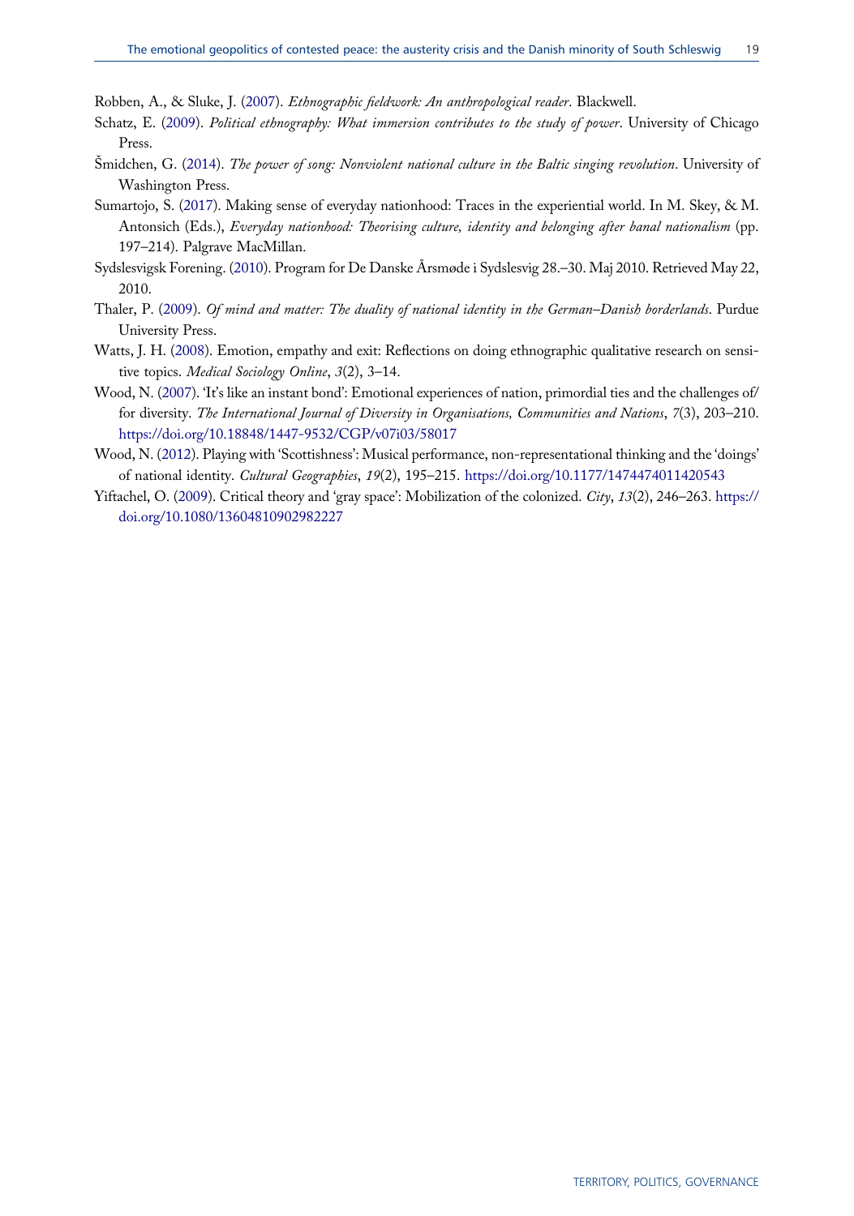Robben, A., & Sluke, J. (2007). *Ethnographic fieldwork: An anthropological reader*. Blackwell.

Schatz, E. (2009). *Political ethnography: What immersion contributes to the study of power*. University of Chicago Press.

Šmidchen, G. (2014). *The power of song: Nonviolent national culture in the Baltic singing revolution*. University of Washington Press.

Sumartojo, S. (2017). Making sense of everyday nationhood: Traces in the experiential world. In M. Skey, & M. Antonsich (Eds.), *Everyday nationhood: Theorising culture, identity and belonging after banal nationalism* (pp. 197–214). Palgrave MacMillan.

Sydslesvigsk Forening. (2010). Program for De Danske Årsmøde i Sydslesvig 28.–30. Maj 2010. Retrieved May 22, 2010.

Thaler, P. (2009). *Of mind and matter: The duality of national identity in the German–Danish borderlands*. Purdue University Press.

Watts, J. H. (2008). Emotion, empathy and exit: Reflections on doing ethnographic qualitative research on sensitive topics. *Medical Sociology Online*, *3*(2), 3–14.

Wood, N. (2007). 'It's like an instant bond': Emotional experiences of nation, primordial ties and the challenges of/ for diversity. *The International Journal of Diversity in Organisations, Communities and Nations*, *7*(3), 203–210. https://doi.org/10.18848/1447-9532/CGP/v07i03/58017

Wood, N. (2012). Playing with 'Scottishness': Musical performance, non-representational thinking and the 'doings' of national identity. *Cultural Geographies*, *19*(2), 195–215. https://doi.org/10.1177/1474474011420543

Yiftachel, O. (2009). Critical theory and 'gray space': Mobilization of the colonized. *City*, *13*(2), 246–263. https://doi.org/10.1080/13604810902982227